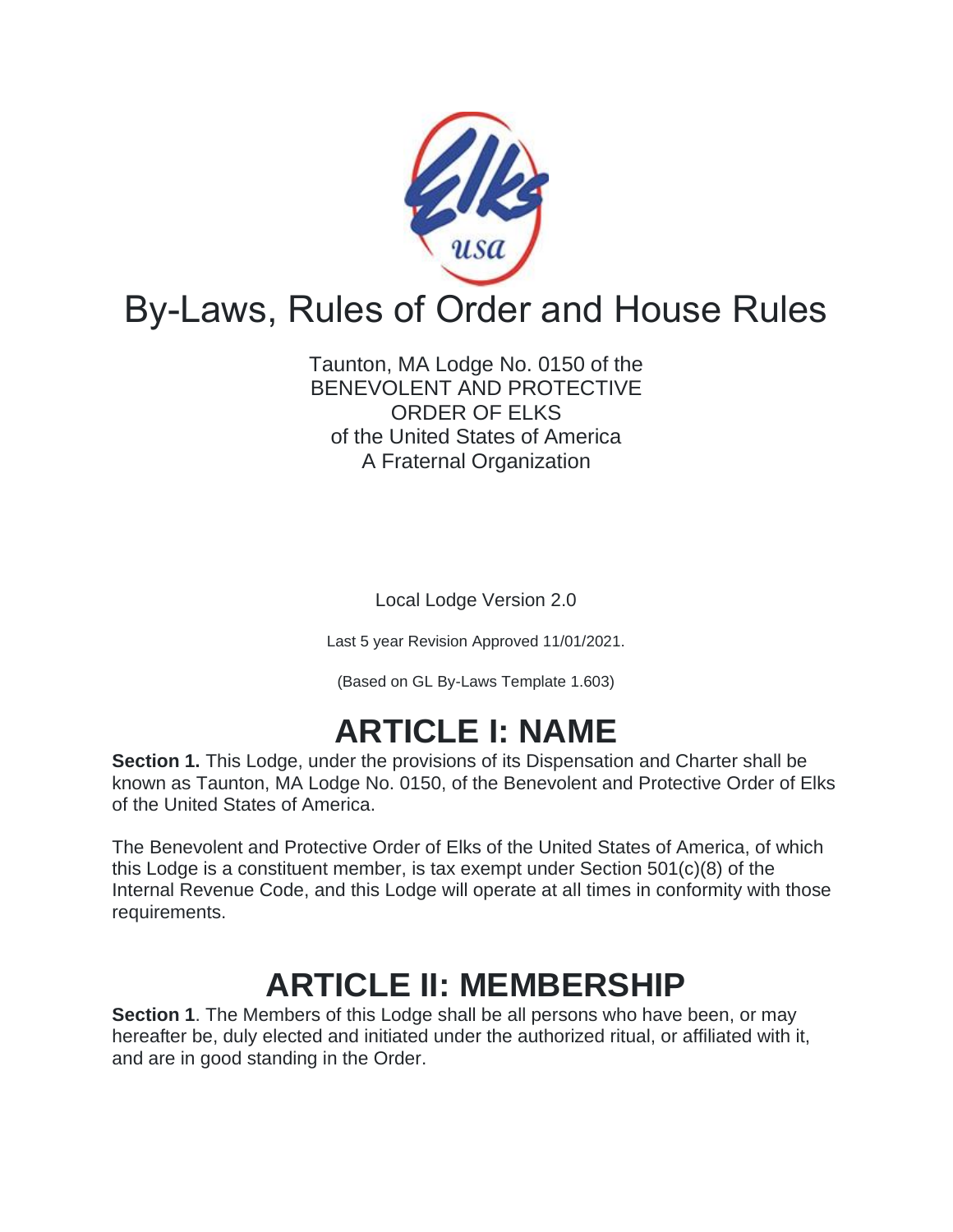# By-Laws, Rules of Order and House Rules

Taunton, MA Lodge No. 0150 of the
BENEVOLENT AND PROTECTIVE
ORDER OF ELKS
of the United States of America
A Fraternal Organization

Local Lodge Version 2.0

Last 5 year Revision Approved 11/01/2021.

(Based on GL By-Laws Template 1.603)

## ARTICLE I: NAME

**Section 1.** This Lodge, under the provisions of its Dispensation and Charter shall be known as Taunton, MA Lodge No. 0150, of the Benevolent and Protective Order of Elks of the United States of America.

The Benevolent and Protective Order of Elks of the United States of America, of which this Lodge is a constituent member, is tax exempt under Section 501(c)(8) of the Internal Revenue Code, and this Lodge will operate at all times in conformity with those requirements.

## ARTICLE II: MEMBERSHIP

**Section 1**. The Members of this Lodge shall be all persons who have been, or may hereafter be, duly elected and initiated under the authorized ritual, or affiliated with it, and are in good standing in the Order.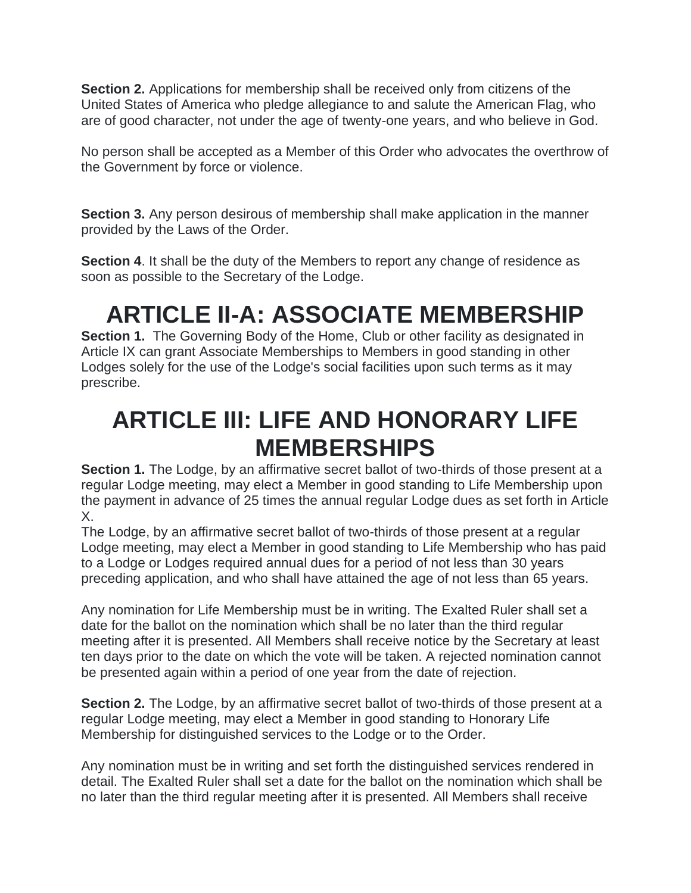**Section 2.** Applications for membership shall be received only from citizens of the United States of America who pledge allegiance to and salute the American Flag, who are of good character, not under the age of twenty-one years, and who believe in God.

No person shall be accepted as a Member of this Order who advocates the overthrow of the Government by force or violence.

**Section 3.** Any person desirous of membership shall make application in the manner provided by the Laws of the Order.

**Section 4**. It shall be the duty of the Members to report any change of residence as soon as possible to the Secretary of the Lodge.

# ARTICLE II-A: ASSOCIATE MEMBERSHIP

**Section 1.** The Governing Body of the Home, Club or other facility as designated in Article IX can grant Associate Memberships to Members in good standing in other Lodges solely for the use of the Lodge's social facilities upon such terms as it may prescribe.

# ARTICLE III: LIFE AND HONORARY LIFE MEMBERSHIPS

**Section 1.** The Lodge, by an affirmative secret ballot of two-thirds of those present at a regular Lodge meeting, may elect a Member in good standing to Life Membership upon the payment in advance of 25 times the annual regular Lodge dues as set forth in Article X.

The Lodge, by an affirmative secret ballot of two-thirds of those present at a regular Lodge meeting, may elect a Member in good standing to Life Membership who has paid to a Lodge or Lodges required annual dues for a period of not less than 30 years preceding application, and who shall have attained the age of not less than 65 years.

Any nomination for Life Membership must be in writing. The Exalted Ruler shall set a date for the ballot on the nomination which shall be no later than the third regular meeting after it is presented. All Members shall receive notice by the Secretary at least ten days prior to the date on which the vote will be taken. A rejected nomination cannot be presented again within a period of one year from the date of rejection.

**Section 2.** The Lodge, by an affirmative secret ballot of two-thirds of those present at a regular Lodge meeting, may elect a Member in good standing to Honorary Life Membership for distinguished services to the Lodge or to the Order.

Any nomination must be in writing and set forth the distinguished services rendered in detail. The Exalted Ruler shall set a date for the ballot on the nomination which shall be no later than the third regular meeting after it is presented. All Members shall receive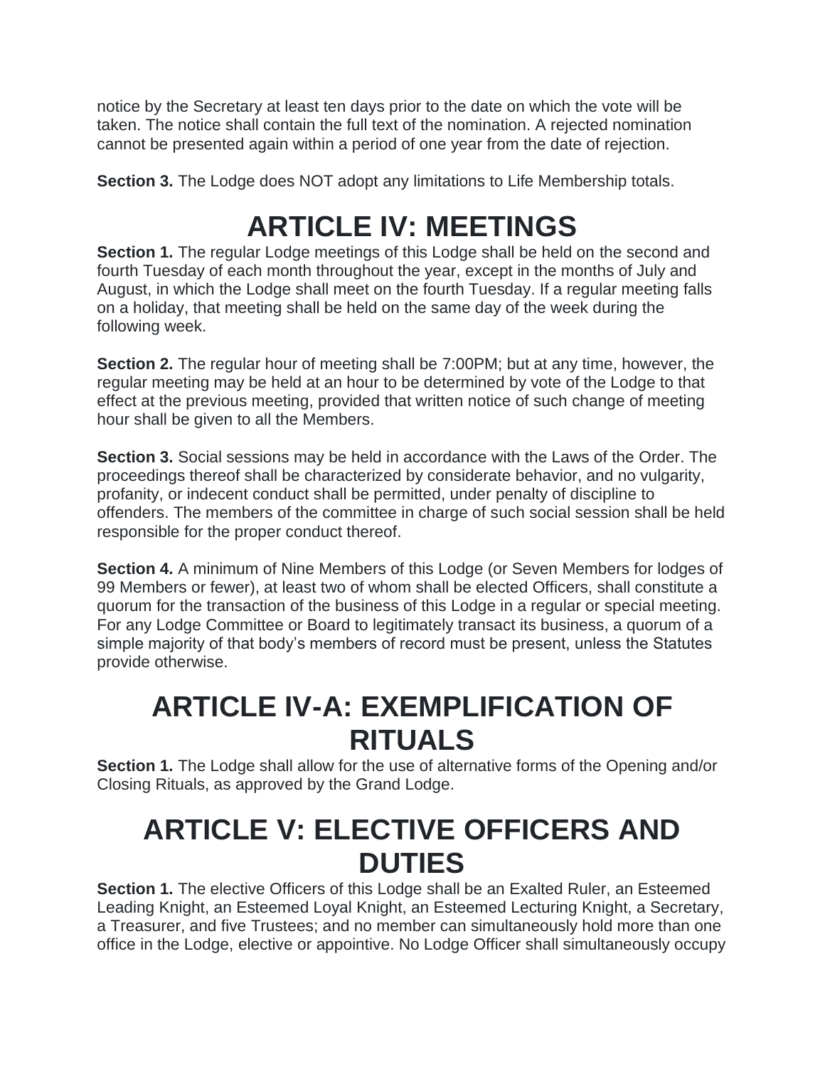notice by the Secretary at least ten days prior to the date on which the vote will be taken. The notice shall contain the full text of the nomination. A rejected nomination cannot be presented again within a period of one year from the date of rejection.

**Section 3.** The Lodge does NOT adopt any limitations to Life Membership totals.

# ARTICLE IV: MEETINGS

**Section 1.** The regular Lodge meetings of this Lodge shall be held on the second and fourth Tuesday of each month throughout the year, except in the months of July and August, in which the Lodge shall meet on the fourth Tuesday. If a regular meeting falls on a holiday, that meeting shall be held on the same day of the week during the following week.

**Section 2.** The regular hour of meeting shall be 7:00PM; but at any time, however, the regular meeting may be held at an hour to be determined by vote of the Lodge to that effect at the previous meeting, provided that written notice of such change of meeting hour shall be given to all the Members.

**Section 3.** Social sessions may be held in accordance with the Laws of the Order. The proceedings thereof shall be characterized by considerate behavior, and no vulgarity, profanity, or indecent conduct shall be permitted, under penalty of discipline to offenders. The members of the committee in charge of such social session shall be held responsible for the proper conduct thereof.

**Section 4.** A minimum of Nine Members of this Lodge (or Seven Members for lodges of 99 Members or fewer), at least two of whom shall be elected Officers, shall constitute a quorum for the transaction of the business of this Lodge in a regular or special meeting. For any Lodge Committee or Board to legitimately transact its business, a quorum of a simple majority of that body's members of record must be present, unless the Statutes provide otherwise.

# ARTICLE IV-A: EXEMPLIFICATION OF RITUALS

**Section 1.** The Lodge shall allow for the use of alternative forms of the Opening and/or Closing Rituals, as approved by the Grand Lodge.

# ARTICLE V: ELECTIVE OFFICERS AND DUTIES

**Section 1.** The elective Officers of this Lodge shall be an Exalted Ruler, an Esteemed Leading Knight, an Esteemed Loyal Knight, an Esteemed Lecturing Knight, a Secretary, a Treasurer, and five Trustees; and no member can simultaneously hold more than one office in the Lodge, elective or appointive. No Lodge Officer shall simultaneously occupy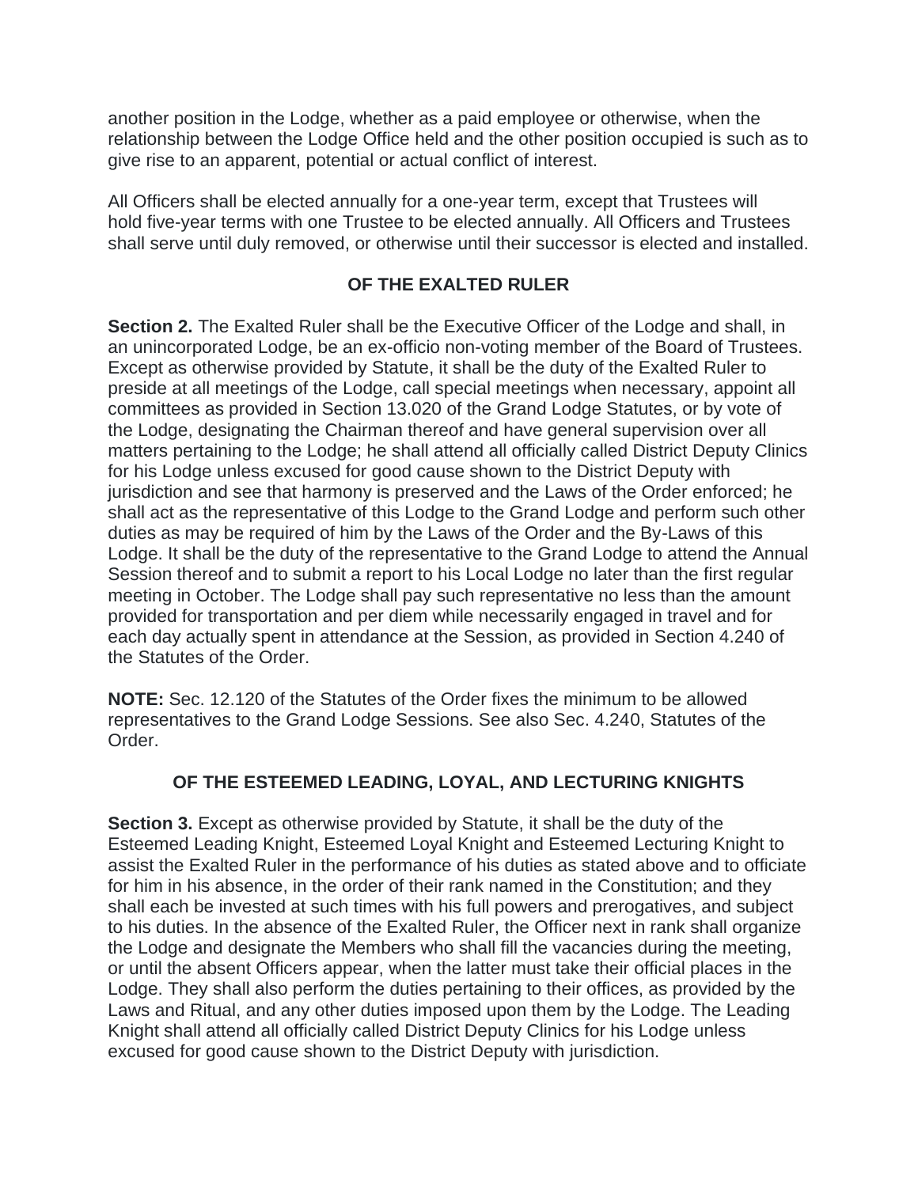another position in the Lodge, whether as a paid employee or otherwise, when the relationship between the Lodge Office held and the other position occupied is such as to give rise to an apparent, potential or actual conflict of interest.

All Officers shall be elected annually for a one-year term, except that Trustees will hold five-year terms with one Trustee to be elected annually. All Officers and Trustees shall serve until duly removed, or otherwise until their successor is elected and installed.

### OF THE EXALTED RULER

**Section 2.** The Exalted Ruler shall be the Executive Officer of the Lodge and shall, in an unincorporated Lodge, be an ex-officio non-voting member of the Board of Trustees. Except as otherwise provided by Statute, it shall be the duty of the Exalted Ruler to preside at all meetings of the Lodge, call special meetings when necessary, appoint all committees as provided in Section 13.020 of the Grand Lodge Statutes, or by vote of the Lodge, designating the Chairman thereof and have general supervision over all matters pertaining to the Lodge; he shall attend all officially called District Deputy Clinics for his Lodge unless excused for good cause shown to the District Deputy with jurisdiction and see that harmony is preserved and the Laws of the Order enforced; he shall act as the representative of this Lodge to the Grand Lodge and perform such other duties as may be required of him by the Laws of the Order and the By-Laws of this Lodge. It shall be the duty of the representative to the Grand Lodge to attend the Annual Session thereof and to submit a report to his Local Lodge no later than the first regular meeting in October. The Lodge shall pay such representative no less than the amount provided for transportation and per diem while necessarily engaged in travel and for each day actually spent in attendance at the Session, as provided in Section 4.240 of the Statutes of the Order.

**NOTE:** Sec. 12.120 of the Statutes of the Order fixes the minimum to be allowed representatives to the Grand Lodge Sessions. See also Sec. 4.240, Statutes of the Order.

### OF THE ESTEEMED LEADING, LOYAL, AND LECTURING KNIGHTS

**Section 3.** Except as otherwise provided by Statute, it shall be the duty of the Esteemed Leading Knight, Esteemed Loyal Knight and Esteemed Lecturing Knight to assist the Exalted Ruler in the performance of his duties as stated above and to officiate for him in his absence, in the order of their rank named in the Constitution; and they shall each be invested at such times with his full powers and prerogatives, and subject to his duties. In the absence of the Exalted Ruler, the Officer next in rank shall organize the Lodge and designate the Members who shall fill the vacancies during the meeting, or until the absent Officers appear, when the latter must take their official places in the Lodge. They shall also perform the duties pertaining to their offices, as provided by the Laws and Ritual, and any other duties imposed upon them by the Lodge. The Leading Knight shall attend all officially called District Deputy Clinics for his Lodge unless excused for good cause shown to the District Deputy with jurisdiction.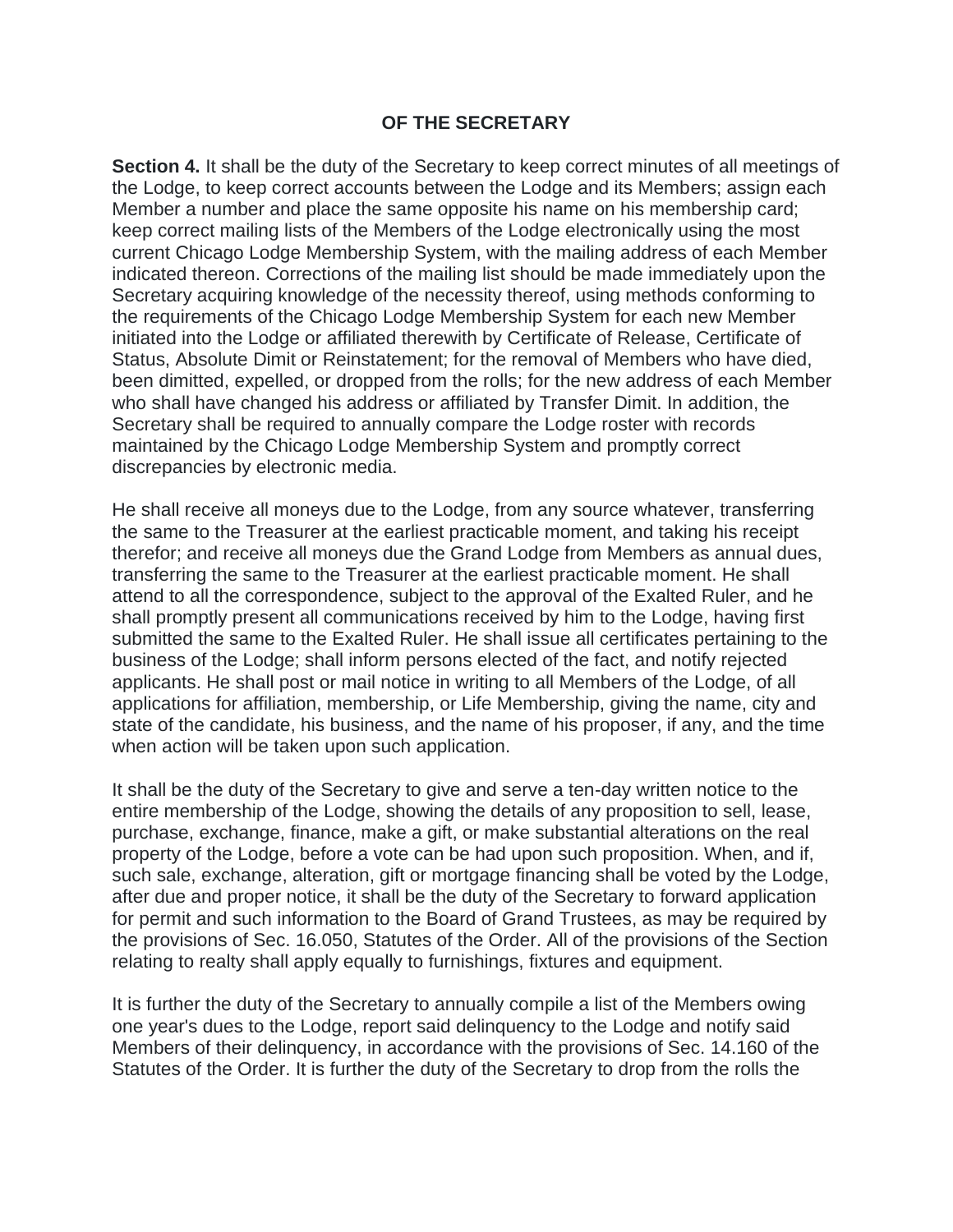## OF THE SECRETARY

**Section 4.** It shall be the duty of the Secretary to keep correct minutes of all meetings of the Lodge, to keep correct accounts between the Lodge and its Members; assign each Member a number and place the same opposite his name on his membership card; keep correct mailing lists of the Members of the Lodge electronically using the most current Chicago Lodge Membership System, with the mailing address of each Member indicated thereon. Corrections of the mailing list should be made immediately upon the Secretary acquiring knowledge of the necessity thereof, using methods conforming to the requirements of the Chicago Lodge Membership System for each new Member initiated into the Lodge or affiliated therewith by Certificate of Release, Certificate of Status, Absolute Dimit or Reinstatement; for the removal of Members who have died, been dimitted, expelled, or dropped from the rolls; for the new address of each Member who shall have changed his address or affiliated by Transfer Dimit. In addition, the Secretary shall be required to annually compare the Lodge roster with records maintained by the Chicago Lodge Membership System and promptly correct discrepancies by electronic media.

He shall receive all moneys due to the Lodge, from any source whatever, transferring the same to the Treasurer at the earliest practicable moment, and taking his receipt therefor; and receive all moneys due the Grand Lodge from Members as annual dues, transferring the same to the Treasurer at the earliest practicable moment. He shall attend to all the correspondence, subject to the approval of the Exalted Ruler, and he shall promptly present all communications received by him to the Lodge, having first submitted the same to the Exalted Ruler. He shall issue all certificates pertaining to the business of the Lodge; shall inform persons elected of the fact, and notify rejected applicants. He shall post or mail notice in writing to all Members of the Lodge, of all applications for affiliation, membership, or Life Membership, giving the name, city and state of the candidate, his business, and the name of his proposer, if any, and the time when action will be taken upon such application.

It shall be the duty of the Secretary to give and serve a ten-day written notice to the entire membership of the Lodge, showing the details of any proposition to sell, lease, purchase, exchange, finance, make a gift, or make substantial alterations on the real property of the Lodge, before a vote can be had upon such proposition. When, and if, such sale, exchange, alteration, gift or mortgage financing shall be voted by the Lodge, after due and proper notice, it shall be the duty of the Secretary to forward application for permit and such information to the Board of Grand Trustees, as may be required by the provisions of Sec. 16.050, Statutes of the Order. All of the provisions of the Section relating to realty shall apply equally to furnishings, fixtures and equipment.

It is further the duty of the Secretary to annually compile a list of the Members owing one year's dues to the Lodge, report said delinquency to the Lodge and notify said Members of their delinquency, in accordance with the provisions of Sec. 14.160 of the Statutes of the Order. It is further the duty of the Secretary to drop from the rolls the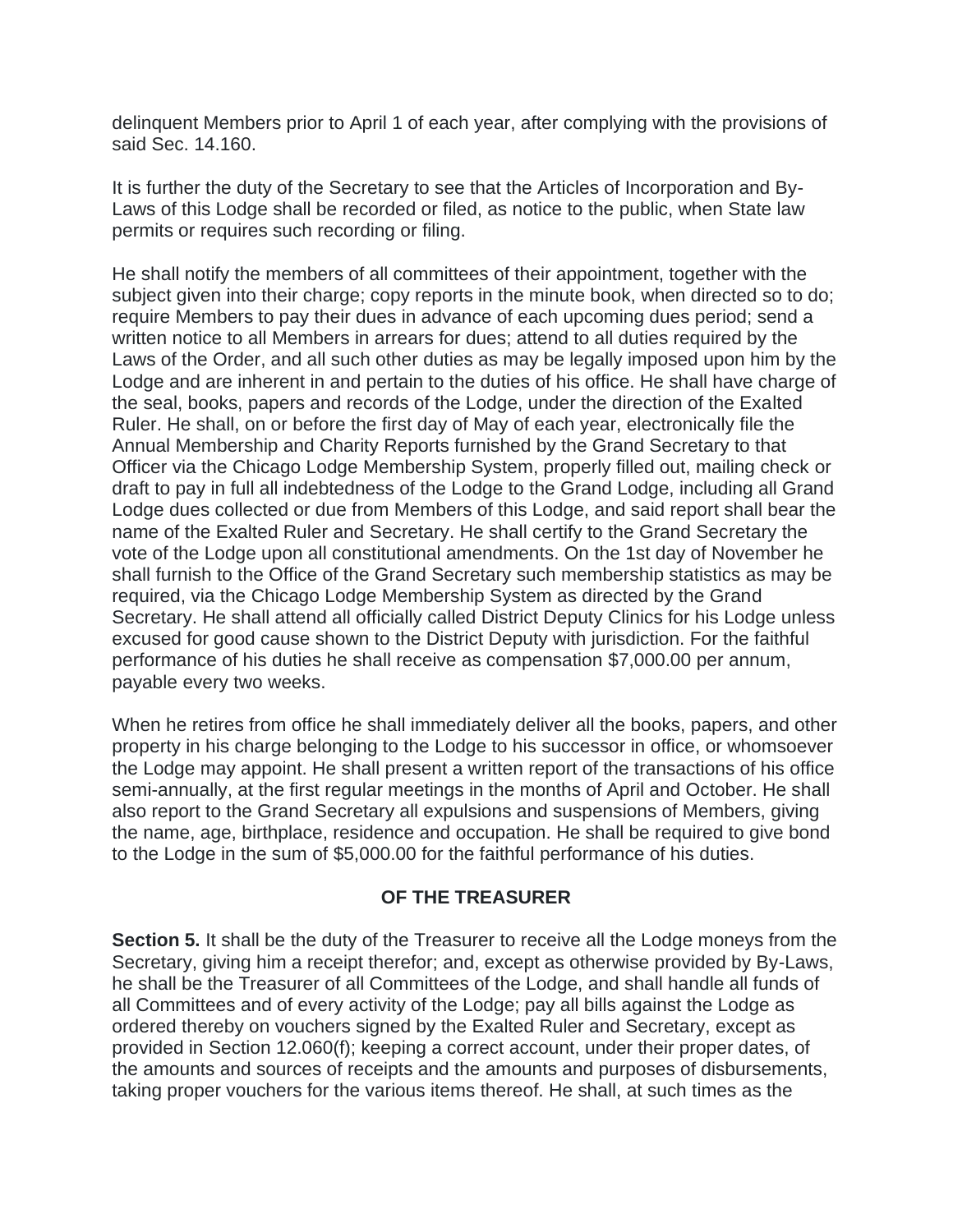delinquent Members prior to April 1 of each year, after complying with the provisions of said Sec. 14.160.

It is further the duty of the Secretary to see that the Articles of Incorporation and By-Laws of this Lodge shall be recorded or filed, as notice to the public, when State law permits or requires such recording or filing.

He shall notify the members of all committees of their appointment, together with the subject given into their charge; copy reports in the minute book, when directed so to do; require Members to pay their dues in advance of each upcoming dues period; send a written notice to all Members in arrears for dues; attend to all duties required by the Laws of the Order, and all such other duties as may be legally imposed upon him by the Lodge and are inherent in and pertain to the duties of his office. He shall have charge of the seal, books, papers and records of the Lodge, under the direction of the Exalted Ruler. He shall, on or before the first day of May of each year, electronically file the Annual Membership and Charity Reports furnished by the Grand Secretary to that Officer via the Chicago Lodge Membership System, properly filled out, mailing check or draft to pay in full all indebtedness of the Lodge to the Grand Lodge, including all Grand Lodge dues collected or due from Members of this Lodge, and said report shall bear the name of the Exalted Ruler and Secretary. He shall certify to the Grand Secretary the vote of the Lodge upon all constitutional amendments. On the 1st day of November he shall furnish to the Office of the Grand Secretary such membership statistics as may be required, via the Chicago Lodge Membership System as directed by the Grand Secretary. He shall attend all officially called District Deputy Clinics for his Lodge unless excused for good cause shown to the District Deputy with jurisdiction. For the faithful performance of his duties he shall receive as compensation $7,000.00 per annum, payable every two weeks.

When he retires from office he shall immediately deliver all the books, papers, and other property in his charge belonging to the Lodge to his successor in office, or whomsoever the Lodge may appoint. He shall present a written report of the transactions of his office semi-annually, at the first regular meetings in the months of April and October. He shall also report to the Grand Secretary all expulsions and suspensions of Members, giving the name, age, birthplace, residence and occupation. He shall be required to give bond to the Lodge in the sum of $5,000.00 for the faithful performance of his duties.

### OF THE TREASURER

**Section 5.** It shall be the duty of the Treasurer to receive all the Lodge moneys from the Secretary, giving him a receipt therefor; and, except as otherwise provided by By-Laws, he shall be the Treasurer of all Committees of the Lodge, and shall handle all funds of all Committees and of every activity of the Lodge; pay all bills against the Lodge as ordered thereby on vouchers signed by the Exalted Ruler and Secretary, except as provided in Section 12.060(f); keeping a correct account, under their proper dates, of the amounts and sources of receipts and the amounts and purposes of disbursements, taking proper vouchers for the various items thereof. He shall, at such times as the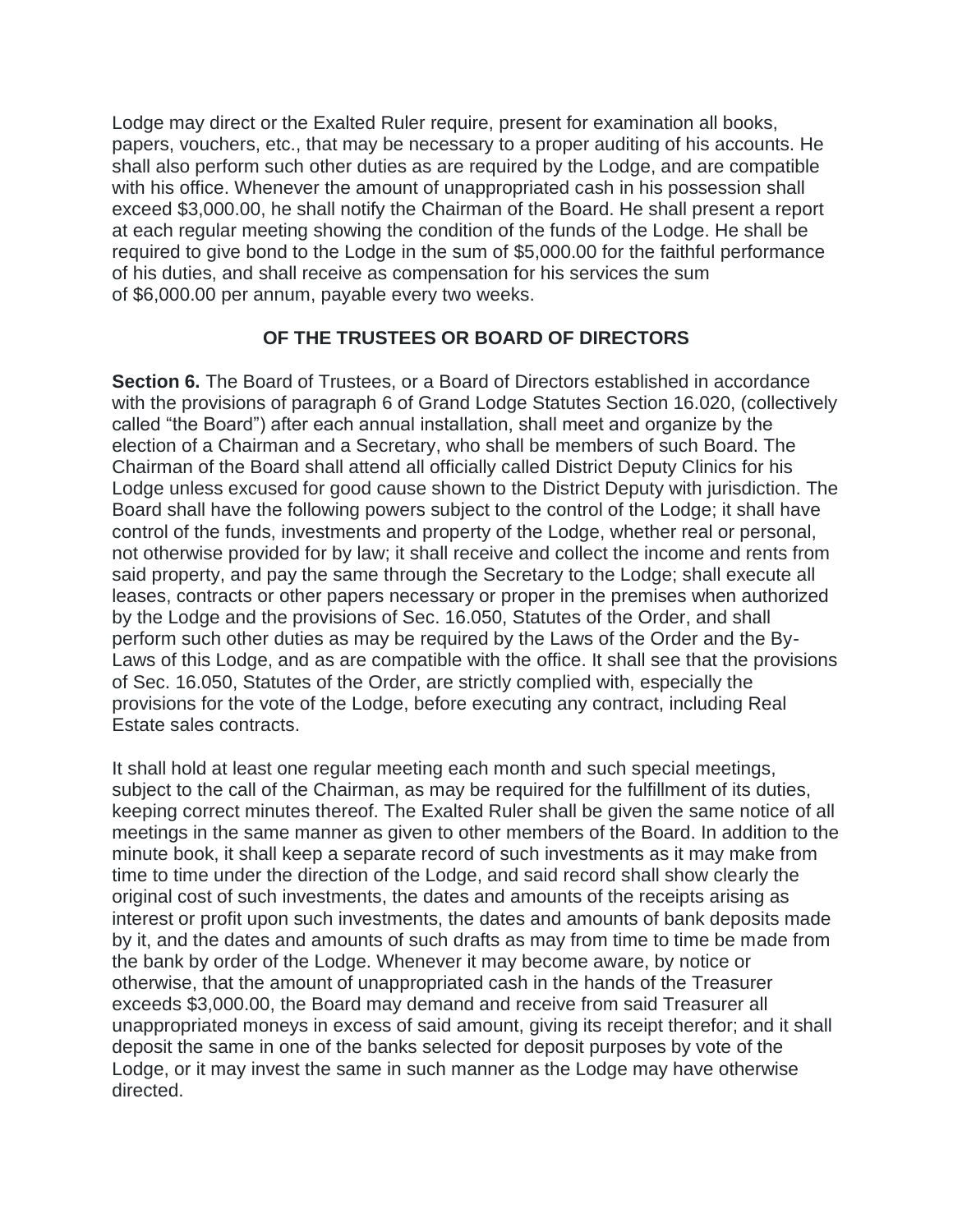Lodge may direct or the Exalted Ruler require, present for examination all books, papers, vouchers, etc., that may be necessary to a proper auditing of his accounts. He shall also perform such other duties as are required by the Lodge, and are compatible with his office. Whenever the amount of unappropriated cash in his possession shall exceed $3,000.00, he shall notify the Chairman of the Board. He shall present a report at each regular meeting showing the condition of the funds of the Lodge. He shall be required to give bond to the Lodge in the sum of $5,000.00 for the faithful performance of his duties, and shall receive as compensation for his services the sum of $6,000.00 per annum, payable every two weeks.

## OF THE TRUSTEES OR BOARD OF DIRECTORS

**Section 6.** The Board of Trustees, or a Board of Directors established in accordance with the provisions of paragraph 6 of Grand Lodge Statutes Section 16.020, (collectively called "the Board") after each annual installation, shall meet and organize by the election of a Chairman and a Secretary, who shall be members of such Board. The Chairman of the Board shall attend all officially called District Deputy Clinics for his Lodge unless excused for good cause shown to the District Deputy with jurisdiction. The Board shall have the following powers subject to the control of the Lodge; it shall have control of the funds, investments and property of the Lodge, whether real or personal, not otherwise provided for by law; it shall receive and collect the income and rents from said property, and pay the same through the Secretary to the Lodge; shall execute all leases, contracts or other papers necessary or proper in the premises when authorized by the Lodge and the provisions of Sec. 16.050, Statutes of the Order, and shall perform such other duties as may be required by the Laws of the Order and the By-Laws of this Lodge, and as are compatible with the office. It shall see that the provisions of Sec. 16.050, Statutes of the Order, are strictly complied with, especially the provisions for the vote of the Lodge, before executing any contract, including Real Estate sales contracts.

It shall hold at least one regular meeting each month and such special meetings, subject to the call of the Chairman, as may be required for the fulfillment of its duties, keeping correct minutes thereof. The Exalted Ruler shall be given the same notice of all meetings in the same manner as given to other members of the Board. In addition to the minute book, it shall keep a separate record of such investments as it may make from time to time under the direction of the Lodge, and said record shall show clearly the original cost of such investments, the dates and amounts of the receipts arising as interest or profit upon such investments, the dates and amounts of bank deposits made by it, and the dates and amounts of such drafts as may from time to time be made from the bank by order of the Lodge. Whenever it may become aware, by notice or otherwise, that the amount of unappropriated cash in the hands of the Treasurer exceeds $3,000.00, the Board may demand and receive from said Treasurer all unappropriated moneys in excess of said amount, giving its receipt therefor; and it shall deposit the same in one of the banks selected for deposit purposes by vote of the Lodge, or it may invest the same in such manner as the Lodge may have otherwise directed.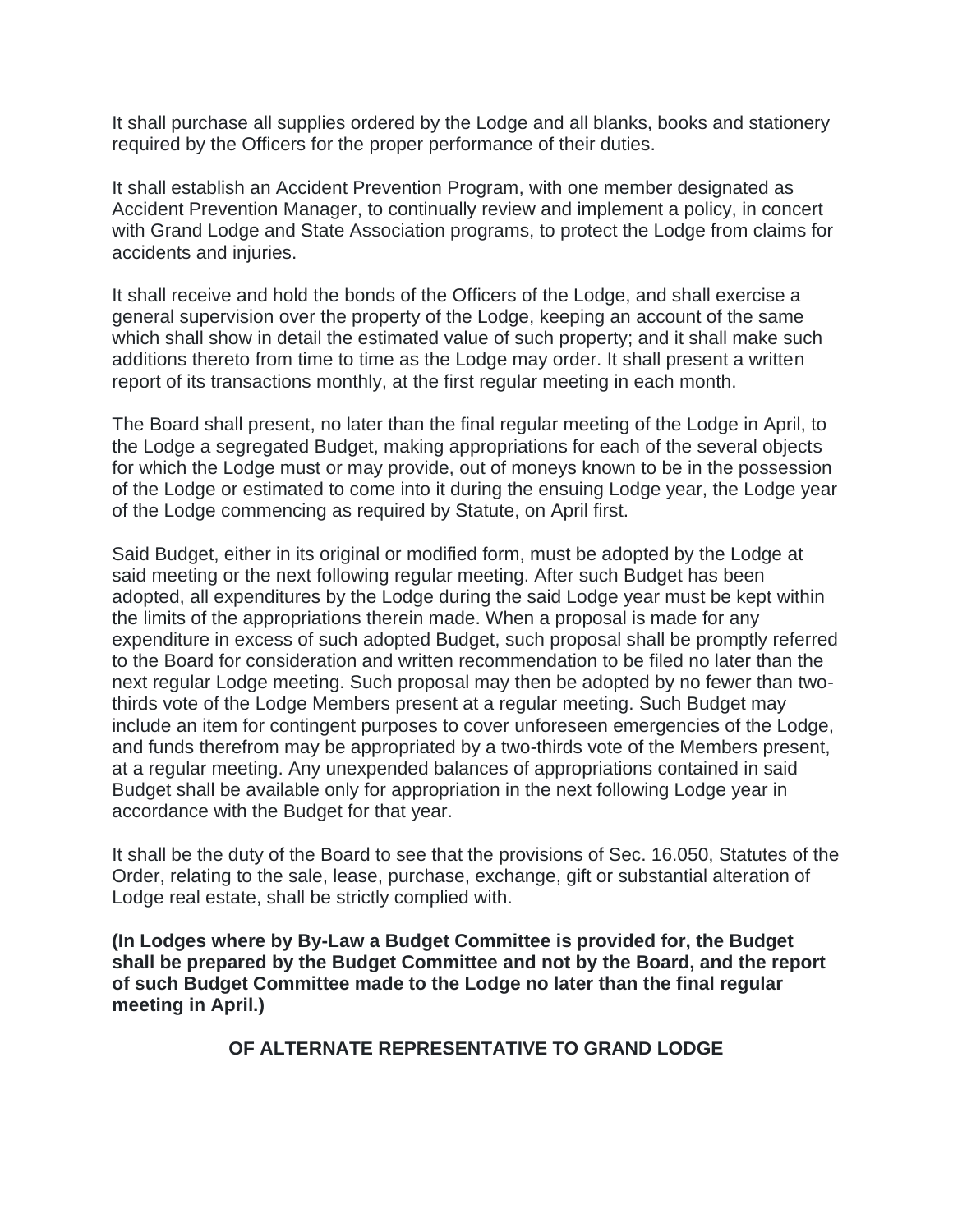It shall purchase all supplies ordered by the Lodge and all blanks, books and stationery required by the Officers for the proper performance of their duties.

It shall establish an Accident Prevention Program, with one member designated as Accident Prevention Manager, to continually review and implement a policy, in concert with Grand Lodge and State Association programs, to protect the Lodge from claims for accidents and injuries.

It shall receive and hold the bonds of the Officers of the Lodge, and shall exercise a general supervision over the property of the Lodge, keeping an account of the same which shall show in detail the estimated value of such property; and it shall make such additions thereto from time to time as the Lodge may order. It shall present a written report of its transactions monthly, at the first regular meeting in each month.

The Board shall present, no later than the final regular meeting of the Lodge in April, to the Lodge a segregated Budget, making appropriations for each of the several objects for which the Lodge must or may provide, out of moneys known to be in the possession of the Lodge or estimated to come into it during the ensuing Lodge year, the Lodge year of the Lodge commencing as required by Statute, on April first.

Said Budget, either in its original or modified form, must be adopted by the Lodge at said meeting or the next following regular meeting. After such Budget has been adopted, all expenditures by the Lodge during the said Lodge year must be kept within the limits of the appropriations therein made. When a proposal is made for any expenditure in excess of such adopted Budget, such proposal shall be promptly referred to the Board for consideration and written recommendation to be filed no later than the next regular Lodge meeting. Such proposal may then be adopted by no fewer than two-thirds vote of the Lodge Members present at a regular meeting. Such Budget may include an item for contingent purposes to cover unforeseen emergencies of the Lodge, and funds therefrom may be appropriated by a two-thirds vote of the Members present, at a regular meeting. Any unexpended balances of appropriations contained in said Budget shall be available only for appropriation in the next following Lodge year in accordance with the Budget for that year.

It shall be the duty of the Board to see that the provisions of Sec. 16.050, Statutes of the Order, relating to the sale, lease, purchase, exchange, gift or substantial alteration of Lodge real estate, shall be strictly complied with.

**(In Lodges where by By-Law a Budget Committee is provided for, the Budget shall be prepared by the Budget Committee and not by the Board, and the report of such Budget Committee made to the Lodge no later than the final regular meeting in April.)**

## OF ALTERNATE REPRESENTATIVE TO GRAND LODGE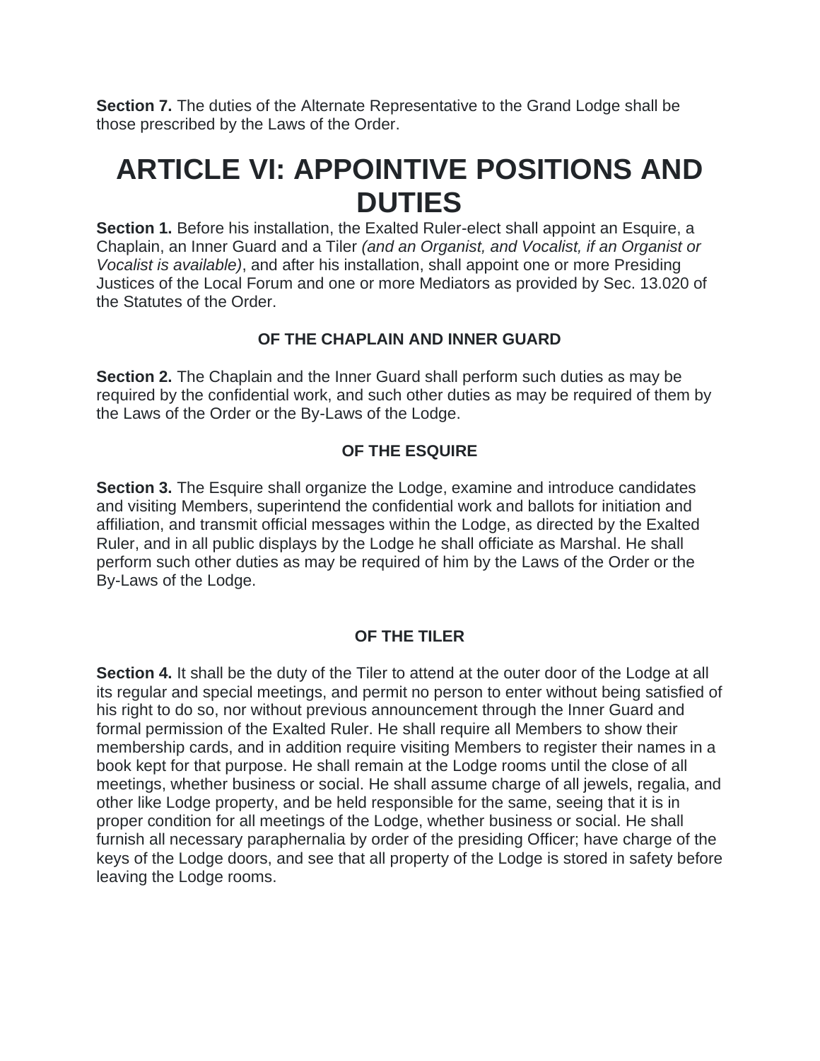**Section 7.** The duties of the Alternate Representative to the Grand Lodge shall be those prescribed by the Laws of the Order.

# ARTICLE VI: APPOINTIVE POSITIONS AND DUTIES

**Section 1.** Before his installation, the Exalted Ruler-elect shall appoint an Esquire, a Chaplain, an Inner Guard and a Tiler *(and an Organist, and Vocalist, if an Organist or Vocalist is available)*, and after his installation, shall appoint one or more Presiding Justices of the Local Forum and one or more Mediators as provided by Sec. 13.020 of the Statutes of the Order.

**OF THE CHAPLAIN AND INNER GUARD**

**Section 2.** The Chaplain and the Inner Guard shall perform such duties as may be required by the confidential work, and such other duties as may be required of them by the Laws of the Order or the By-Laws of the Lodge.

**OF THE ESQUIRE**

**Section 3.** The Esquire shall organize the Lodge, examine and introduce candidates and visiting Members, superintend the confidential work and ballots for initiation and affiliation, and transmit official messages within the Lodge, as directed by the Exalted Ruler, and in all public displays by the Lodge he shall officiate as Marshal. He shall perform such other duties as may be required of him by the Laws of the Order or the By-Laws of the Lodge.

**OF THE TILER**

**Section 4.** It shall be the duty of the Tiler to attend at the outer door of the Lodge at all its regular and special meetings, and permit no person to enter without being satisfied of his right to do so, nor without previous announcement through the Inner Guard and formal permission of the Exalted Ruler. He shall require all Members to show their membership cards, and in addition require visiting Members to register their names in a book kept for that purpose. He shall remain at the Lodge rooms until the close of all meetings, whether business or social. He shall assume charge of all jewels, regalia, and other like Lodge property, and be held responsible for the same, seeing that it is in proper condition for all meetings of the Lodge, whether business or social. He shall furnish all necessary paraphernalia by order of the presiding Officer; have charge of the keys of the Lodge doors, and see that all property of the Lodge is stored in safety before leaving the Lodge rooms.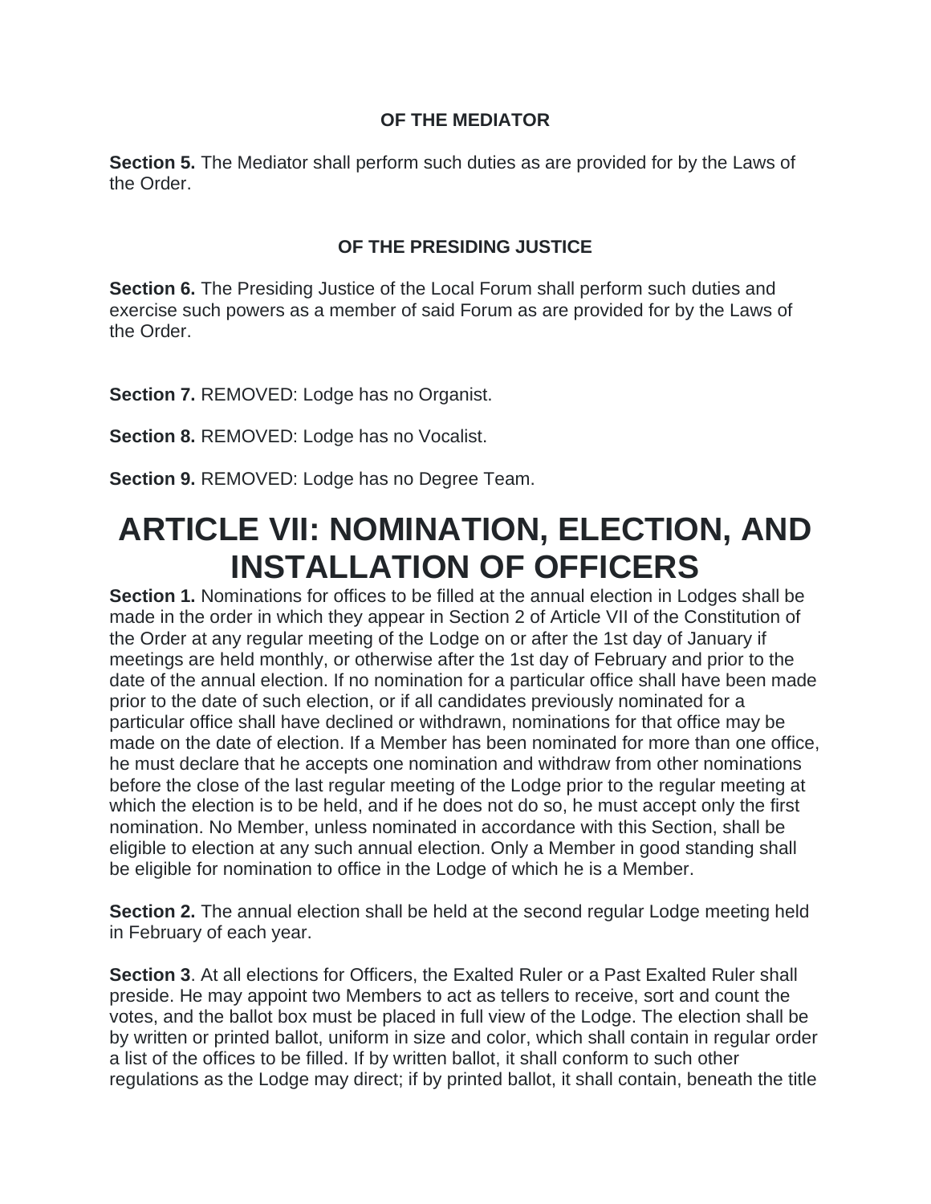### OF THE MEDIATOR

**Section 5.** The Mediator shall perform such duties as are provided for by the Laws of the Order.

### OF THE PRESIDING JUSTICE

**Section 6.** The Presiding Justice of the Local Forum shall perform such duties and exercise such powers as a member of said Forum as are provided for by the Laws of the Order.

**Section 7.** REMOVED: Lodge has no Organist.

**Section 8.** REMOVED: Lodge has no Vocalist.

**Section 9.** REMOVED: Lodge has no Degree Team.

# ARTICLE VII: NOMINATION, ELECTION, AND INSTALLATION OF OFFICERS

**Section 1.** Nominations for offices to be filled at the annual election in Lodges shall be made in the order in which they appear in Section 2 of Article VII of the Constitution of the Order at any regular meeting of the Lodge on or after the 1st day of January if meetings are held monthly, or otherwise after the 1st day of February and prior to the date of the annual election. If no nomination for a particular office shall have been made prior to the date of such election, or if all candidates previously nominated for a particular office shall have declined or withdrawn, nominations for that office may be made on the date of election. If a Member has been nominated for more than one office, he must declare that he accepts one nomination and withdraw from other nominations before the close of the last regular meeting of the Lodge prior to the regular meeting at which the election is to be held, and if he does not do so, he must accept only the first nomination. No Member, unless nominated in accordance with this Section, shall be eligible to election at any such annual election. Only a Member in good standing shall be eligible for nomination to office in the Lodge of which he is a Member.

**Section 2.** The annual election shall be held at the second regular Lodge meeting held in February of each year.

**Section 3**. At all elections for Officers, the Exalted Ruler or a Past Exalted Ruler shall preside. He may appoint two Members to act as tellers to receive, sort and count the votes, and the ballot box must be placed in full view of the Lodge. The election shall be by written or printed ballot, uniform in size and color, which shall contain in regular order a list of the offices to be filled. If by written ballot, it shall conform to such other regulations as the Lodge may direct; if by printed ballot, it shall contain, beneath the title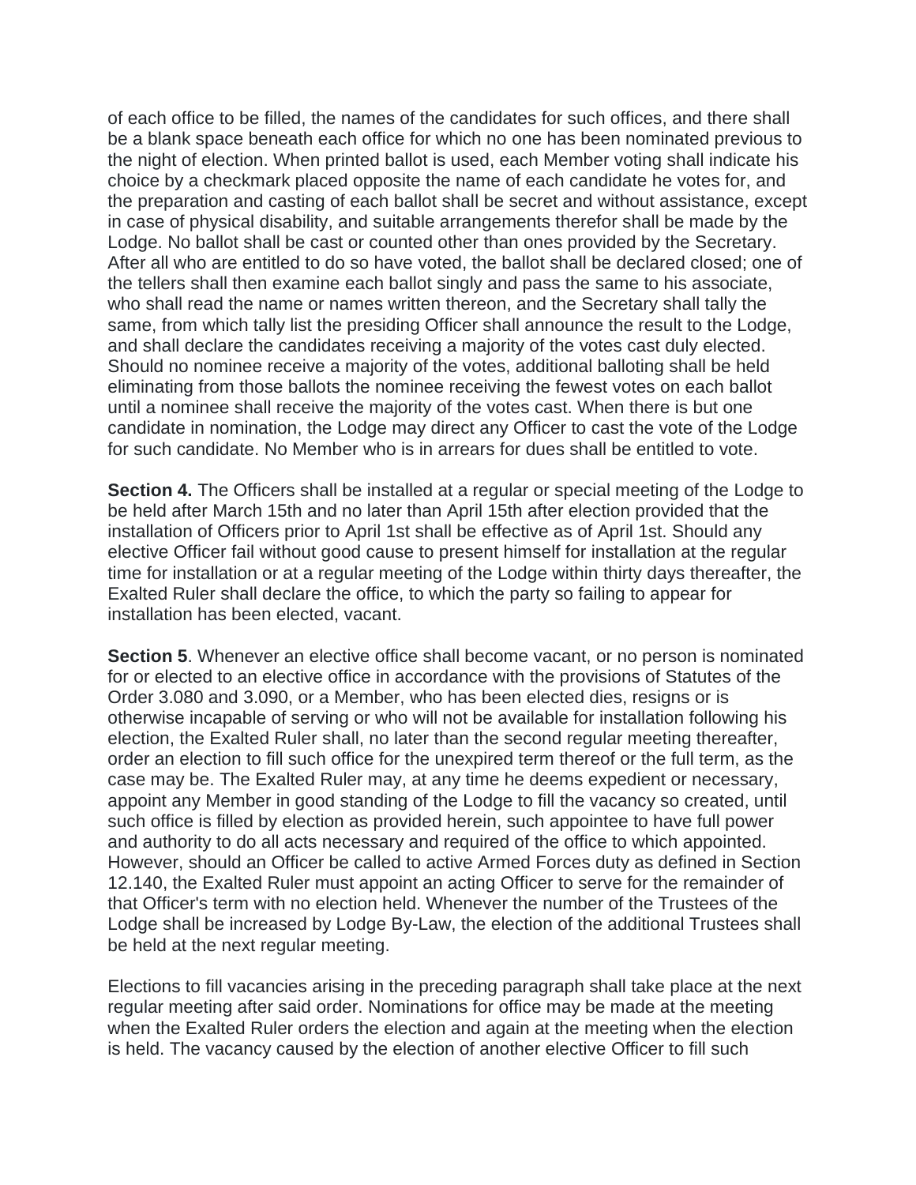of each office to be filled, the names of the candidates for such offices, and there shall be a blank space beneath each office for which no one has been nominated previous to the night of election. When printed ballot is used, each Member voting shall indicate his choice by a checkmark placed opposite the name of each candidate he votes for, and the preparation and casting of each ballot shall be secret and without assistance, except in case of physical disability, and suitable arrangements therefor shall be made by the Lodge. No ballot shall be cast or counted other than ones provided by the Secretary. After all who are entitled to do so have voted, the ballot shall be declared closed; one of the tellers shall then examine each ballot singly and pass the same to his associate, who shall read the name or names written thereon, and the Secretary shall tally the same, from which tally list the presiding Officer shall announce the result to the Lodge, and shall declare the candidates receiving a majority of the votes cast duly elected. Should no nominee receive a majority of the votes, additional balloting shall be held eliminating from those ballots the nominee receiving the fewest votes on each ballot until a nominee shall receive the majority of the votes cast. When there is but one candidate in nomination, the Lodge may direct any Officer to cast the vote of the Lodge for such candidate. No Member who is in arrears for dues shall be entitled to vote.

**Section 4.** The Officers shall be installed at a regular or special meeting of the Lodge to be held after March 15th and no later than April 15th after election provided that the installation of Officers prior to April 1st shall be effective as of April 1st. Should any elective Officer fail without good cause to present himself for installation at the regular time for installation or at a regular meeting of the Lodge within thirty days thereafter, the Exalted Ruler shall declare the office, to which the party so failing to appear for installation has been elected, vacant.

**Section 5**. Whenever an elective office shall become vacant, or no person is nominated for or elected to an elective office in accordance with the provisions of Statutes of the Order 3.080 and 3.090, or a Member, who has been elected dies, resigns or is otherwise incapable of serving or who will not be available for installation following his election, the Exalted Ruler shall, no later than the second regular meeting thereafter, order an election to fill such office for the unexpired term thereof or the full term, as the case may be. The Exalted Ruler may, at any time he deems expedient or necessary, appoint any Member in good standing of the Lodge to fill the vacancy so created, until such office is filled by election as provided herein, such appointee to have full power and authority to do all acts necessary and required of the office to which appointed. However, should an Officer be called to active Armed Forces duty as defined in Section 12.140, the Exalted Ruler must appoint an acting Officer to serve for the remainder of that Officer's term with no election held. Whenever the number of the Trustees of the Lodge shall be increased by Lodge By-Law, the election of the additional Trustees shall be held at the next regular meeting.

Elections to fill vacancies arising in the preceding paragraph shall take place at the next regular meeting after said order. Nominations for office may be made at the meeting when the Exalted Ruler orders the election and again at the meeting when the election is held. The vacancy caused by the election of another elective Officer to fill such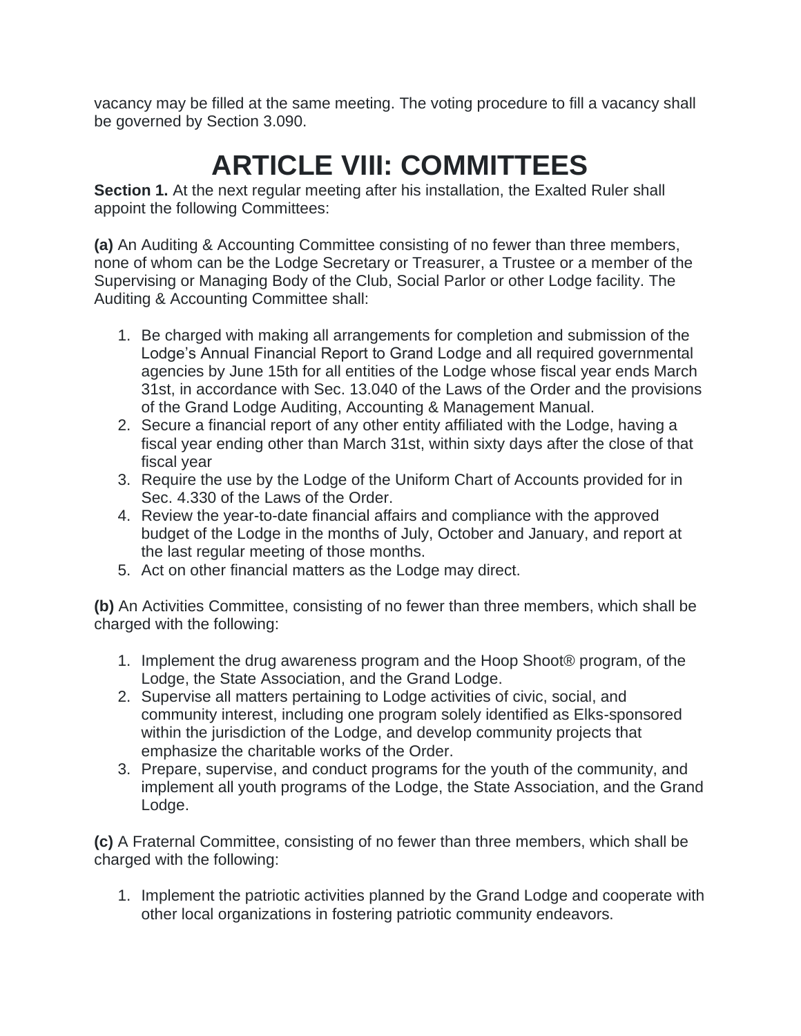vacancy may be filled at the same meeting. The voting procedure to fill a vacancy shall be governed by Section 3.090.

# ARTICLE VIII: COMMITTEES

**Section 1.** At the next regular meeting after his installation, the Exalted Ruler shall appoint the following Committees:

**(a)** An Auditing & Accounting Committee consisting of no fewer than three members, none of whom can be the Lodge Secretary or Treasurer, a Trustee or a member of the Supervising or Managing Body of the Club, Social Parlor or other Lodge facility. The Auditing & Accounting Committee shall:

1. Be charged with making all arrangements for completion and submission of the Lodge's Annual Financial Report to Grand Lodge and all required governmental agencies by June 15th for all entities of the Lodge whose fiscal year ends March 31st, in accordance with Sec. 13.040 of the Laws of the Order and the provisions of the Grand Lodge Auditing, Accounting & Management Manual.
2. Secure a financial report of any other entity affiliated with the Lodge, having a fiscal year ending other than March 31st, within sixty days after the close of that fiscal year
3. Require the use by the Lodge of the Uniform Chart of Accounts provided for in Sec. 4.330 of the Laws of the Order.
4. Review the year-to-date financial affairs and compliance with the approved budget of the Lodge in the months of July, October and January, and report at the last regular meeting of those months.
5. Act on other financial matters as the Lodge may direct.

**(b)** An Activities Committee, consisting of no fewer than three members, which shall be charged with the following:

1. Implement the drug awareness program and the Hoop Shoot® program, of the Lodge, the State Association, and the Grand Lodge.
2. Supervise all matters pertaining to Lodge activities of civic, social, and community interest, including one program solely identified as Elks-sponsored within the jurisdiction of the Lodge, and develop community projects that emphasize the charitable works of the Order.
3. Prepare, supervise, and conduct programs for the youth of the community, and implement all youth programs of the Lodge, the State Association, and the Grand Lodge.

**(c)** A Fraternal Committee, consisting of no fewer than three members, which shall be charged with the following:

1. Implement the patriotic activities planned by the Grand Lodge and cooperate with other local organizations in fostering patriotic community endeavors.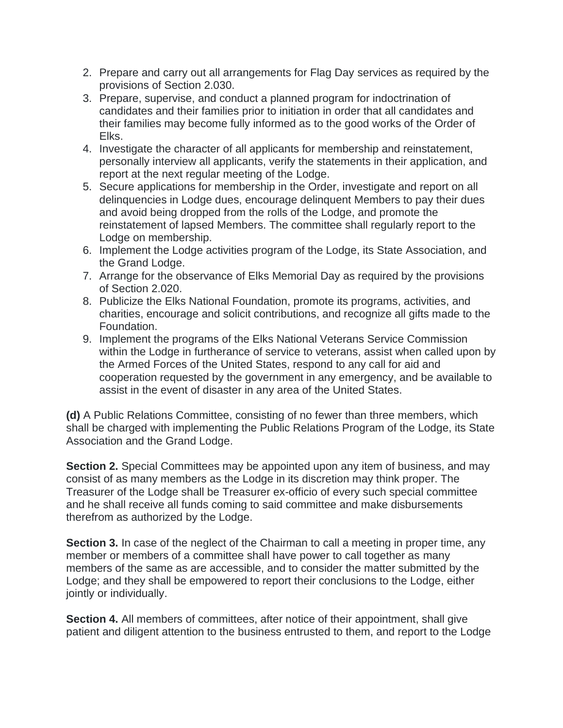2. Prepare and carry out all arrangements for Flag Day services as required by the provisions of Section 2.030.
3. Prepare, supervise, and conduct a planned program for indoctrination of candidates and their families prior to initiation in order that all candidates and their families may become fully informed as to the good works of the Order of Elks.
4. Investigate the character of all applicants for membership and reinstatement, personally interview all applicants, verify the statements in their application, and report at the next regular meeting of the Lodge.
5. Secure applications for membership in the Order, investigate and report on all delinquencies in Lodge dues, encourage delinquent Members to pay their dues and avoid being dropped from the rolls of the Lodge, and promote the reinstatement of lapsed Members. The committee shall regularly report to the Lodge on membership.
6. Implement the Lodge activities program of the Lodge, its State Association, and the Grand Lodge.
7. Arrange for the observance of Elks Memorial Day as required by the provisions of Section 2.020.
8. Publicize the Elks National Foundation, promote its programs, activities, and charities, encourage and solicit contributions, and recognize all gifts made to the Foundation.
9. Implement the programs of the Elks National Veterans Service Commission within the Lodge in furtherance of service to veterans, assist when called upon by the Armed Forces of the United States, respond to any call for aid and cooperation requested by the government in any emergency, and be available to assist in the event of disaster in any area of the United States.

**(d)** A Public Relations Committee, consisting of no fewer than three members, which shall be charged with implementing the Public Relations Program of the Lodge, its State Association and the Grand Lodge.

**Section 2.** Special Committees may be appointed upon any item of business, and may consist of as many members as the Lodge in its discretion may think proper. The Treasurer of the Lodge shall be Treasurer ex-officio of every such special committee and he shall receive all funds coming to said committee and make disbursements therefrom as authorized by the Lodge.

**Section 3.** In case of the neglect of the Chairman to call a meeting in proper time, any member or members of a committee shall have power to call together as many members of the same as are accessible, and to consider the matter submitted by the Lodge; and they shall be empowered to report their conclusions to the Lodge, either jointly or individually.

**Section 4.** All members of committees, after notice of their appointment, shall give patient and diligent attention to the business entrusted to them, and report to the Lodge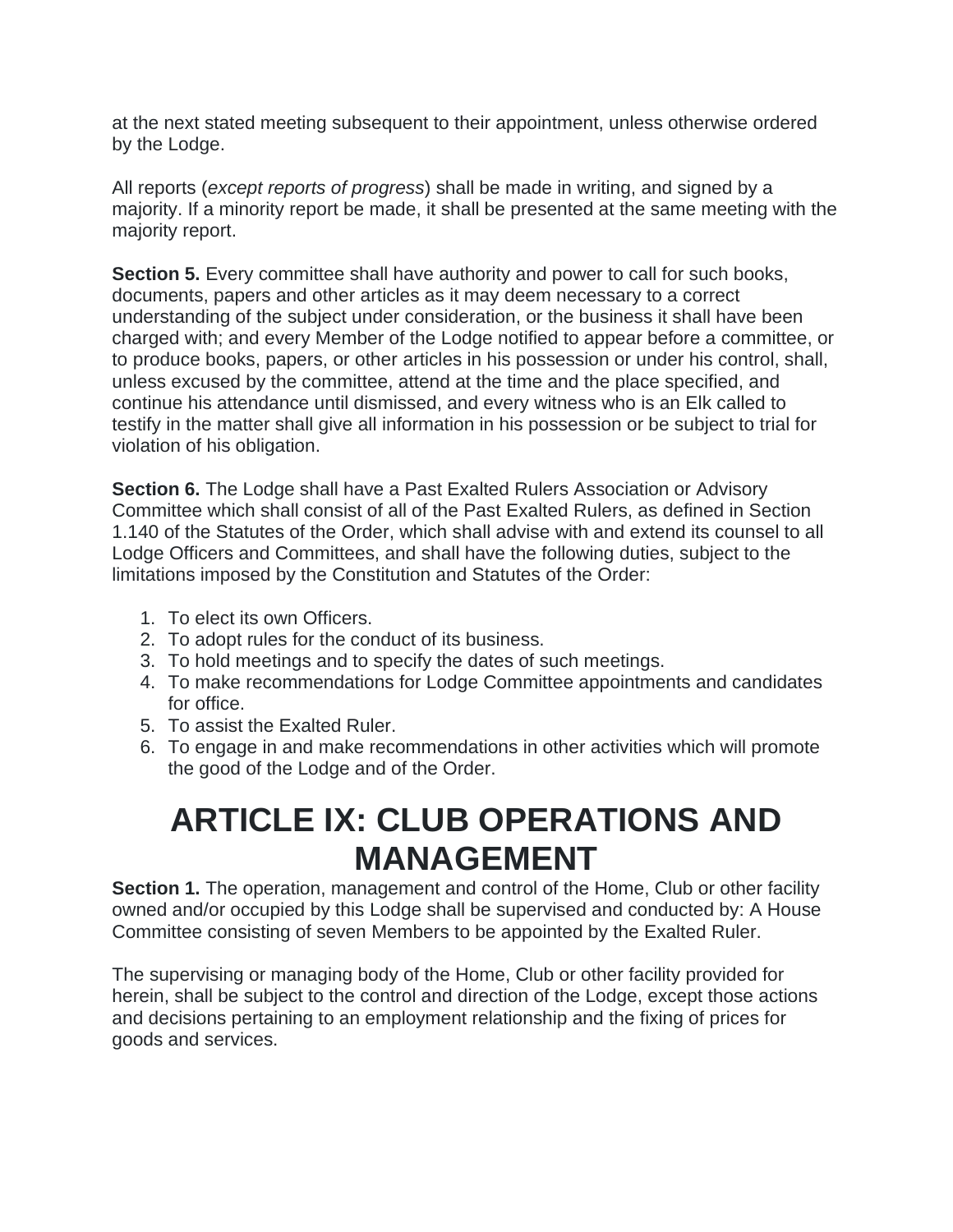at the next stated meeting subsequent to their appointment, unless otherwise ordered by the Lodge.

All reports (*except reports of progress*) shall be made in writing, and signed by a majority. If a minority report be made, it shall be presented at the same meeting with the majority report.

**Section 5.** Every committee shall have authority and power to call for such books, documents, papers and other articles as it may deem necessary to a correct understanding of the subject under consideration, or the business it shall have been charged with; and every Member of the Lodge notified to appear before a committee, or to produce books, papers, or other articles in his possession or under his control, shall, unless excused by the committee, attend at the time and the place specified, and continue his attendance until dismissed, and every witness who is an Elk called to testify in the matter shall give all information in his possession or be subject to trial for violation of his obligation.

**Section 6.** The Lodge shall have a Past Exalted Rulers Association or Advisory Committee which shall consist of all of the Past Exalted Rulers, as defined in Section 1.140 of the Statutes of the Order, which shall advise with and extend its counsel to all Lodge Officers and Committees, and shall have the following duties, subject to the limitations imposed by the Constitution and Statutes of the Order:

1. To elect its own Officers.
2. To adopt rules for the conduct of its business.
3. To hold meetings and to specify the dates of such meetings.
4. To make recommendations for Lodge Committee appointments and candidates for office.
5. To assist the Exalted Ruler.
6. To engage in and make recommendations in other activities which will promote the good of the Lodge and of the Order.

# ARTICLE IX: CLUB OPERATIONS AND MANAGEMENT

**Section 1.** The operation, management and control of the Home, Club or other facility owned and/or occupied by this Lodge shall be supervised and conducted by: A House Committee consisting of seven Members to be appointed by the Exalted Ruler.

The supervising or managing body of the Home, Club or other facility provided for herein, shall be subject to the control and direction of the Lodge, except those actions and decisions pertaining to an employment relationship and the fixing of prices for goods and services.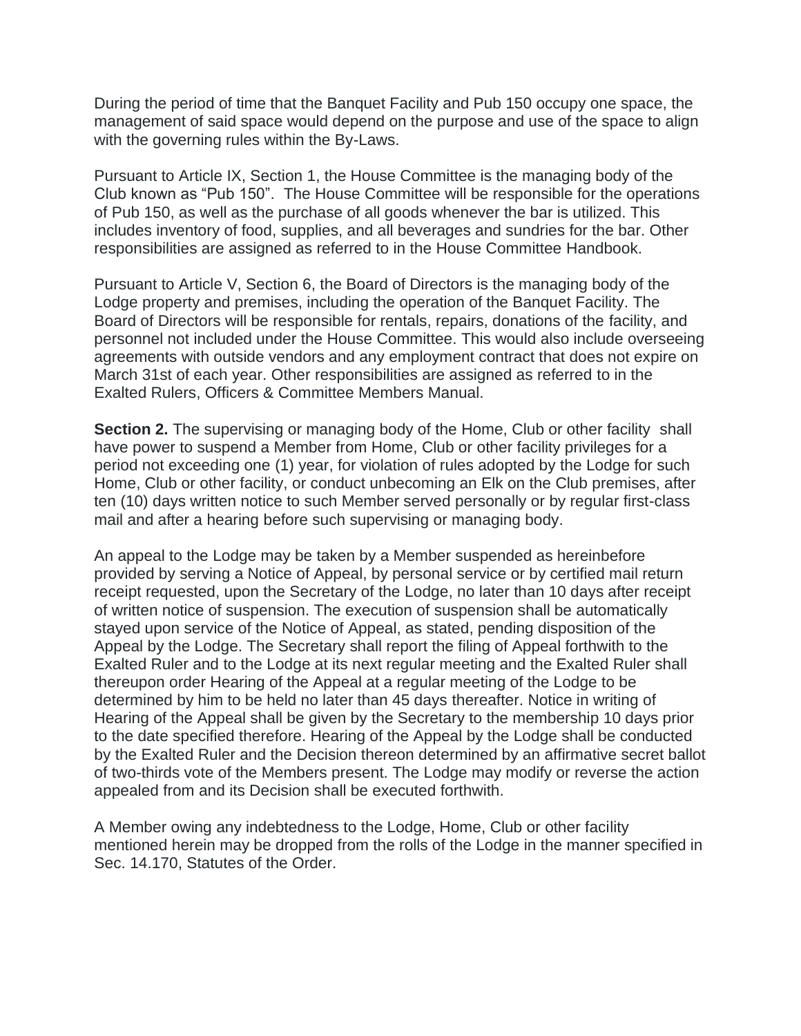During the period of time that the Banquet Facility and Pub 150 occupy one space, the management of said space would depend on the purpose and use of the space to align with the governing rules within the By-Laws.

Pursuant to Article IX, Section 1, the House Committee is the managing body of the Club known as "Pub 150". The House Committee will be responsible for the operations of Pub 150, as well as the purchase of all goods whenever the bar is utilized. This includes inventory of food, supplies, and all beverages and sundries for the bar. Other responsibilities are assigned as referred to in the House Committee Handbook.

Pursuant to Article V, Section 6, the Board of Directors is the managing body of the Lodge property and premises, including the operation of the Banquet Facility. The Board of Directors will be responsible for rentals, repairs, donations of the facility, and personnel not included under the House Committee. This would also include overseeing agreements with outside vendors and any employment contract that does not expire on March 31st of each year. Other responsibilities are assigned as referred to in the Exalted Rulers, Officers & Committee Members Manual.

**Section 2.** The supervising or managing body of the Home, Club or other facility shall have power to suspend a Member from Home, Club or other facility privileges for a period not exceeding one (1) year, for violation of rules adopted by the Lodge for such Home, Club or other facility, or conduct unbecoming an Elk on the Club premises, after ten (10) days written notice to such Member served personally or by regular first-class mail and after a hearing before such supervising or managing body.

An appeal to the Lodge may be taken by a Member suspended as hereinbefore provided by serving a Notice of Appeal, by personal service or by certified mail return receipt requested, upon the Secretary of the Lodge, no later than 10 days after receipt of written notice of suspension. The execution of suspension shall be automatically stayed upon service of the Notice of Appeal, as stated, pending disposition of the Appeal by the Lodge. The Secretary shall report the filing of Appeal forthwith to the Exalted Ruler and to the Lodge at its next regular meeting and the Exalted Ruler shall thereupon order Hearing of the Appeal at a regular meeting of the Lodge to be determined by him to be held no later than 45 days thereafter. Notice in writing of Hearing of the Appeal shall be given by the Secretary to the membership 10 days prior to the date specified therefore. Hearing of the Appeal by the Lodge shall be conducted by the Exalted Ruler and the Decision thereon determined by an affirmative secret ballot of two-thirds vote of the Members present. The Lodge may modify or reverse the action appealed from and its Decision shall be executed forthwith.

A Member owing any indebtedness to the Lodge, Home, Club or other facility mentioned herein may be dropped from the rolls of the Lodge in the manner specified in Sec. 14.170, Statutes of the Order.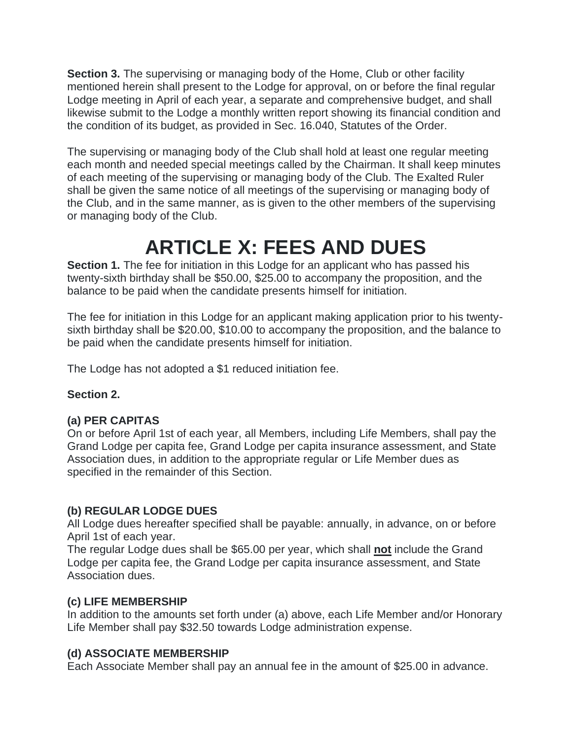**Section 3.** The supervising or managing body of the Home, Club or other facility mentioned herein shall present to the Lodge for approval, on or before the final regular Lodge meeting in April of each year, a separate and comprehensive budget, and shall likewise submit to the Lodge a monthly written report showing its financial condition and the condition of its budget, as provided in Sec. 16.040, Statutes of the Order.

The supervising or managing body of the Club shall hold at least one regular meeting each month and needed special meetings called by the Chairman. It shall keep minutes of each meeting of the supervising or managing body of the Club. The Exalted Ruler shall be given the same notice of all meetings of the supervising or managing body of the Club, and in the same manner, as is given to the other members of the supervising or managing body of the Club.

# ARTICLE X: FEES AND DUES

**Section 1.** The fee for initiation in this Lodge for an applicant who has passed his twenty-sixth birthday shall be $50.00, $25.00 to accompany the proposition, and the balance to be paid when the candidate presents himself for initiation.

The fee for initiation in this Lodge for an applicant making application prior to his twenty-sixth birthday shall be $20.00, $10.00 to accompany the proposition, and the balance to be paid when the candidate presents himself for initiation.

The Lodge has not adopted a $1 reduced initiation fee.

**Section 2.**

**(a) PER CAPITAS**
On or before April 1st of each year, all Members, including Life Members, shall pay the Grand Lodge per capita fee, Grand Lodge per capita insurance assessment, and State Association dues, in addition to the appropriate regular or Life Member dues as specified in the remainder of this Section.

**(b) REGULAR LODGE DUES**
All Lodge dues hereafter specified shall be payable: annually, in advance, on or before April 1st of each year.
The regular Lodge dues shall be $65.00 per year, which shall **not** include the Grand Lodge per capita fee, the Grand Lodge per capita insurance assessment, and State Association dues.

**(c) LIFE MEMBERSHIP**
In addition to the amounts set forth under (a) above, each Life Member and/or Honorary Life Member shall pay $32.50 towards Lodge administration expense.

**(d) ASSOCIATE MEMBERSHIP**
Each Associate Member shall pay an annual fee in the amount of $25.00 in advance.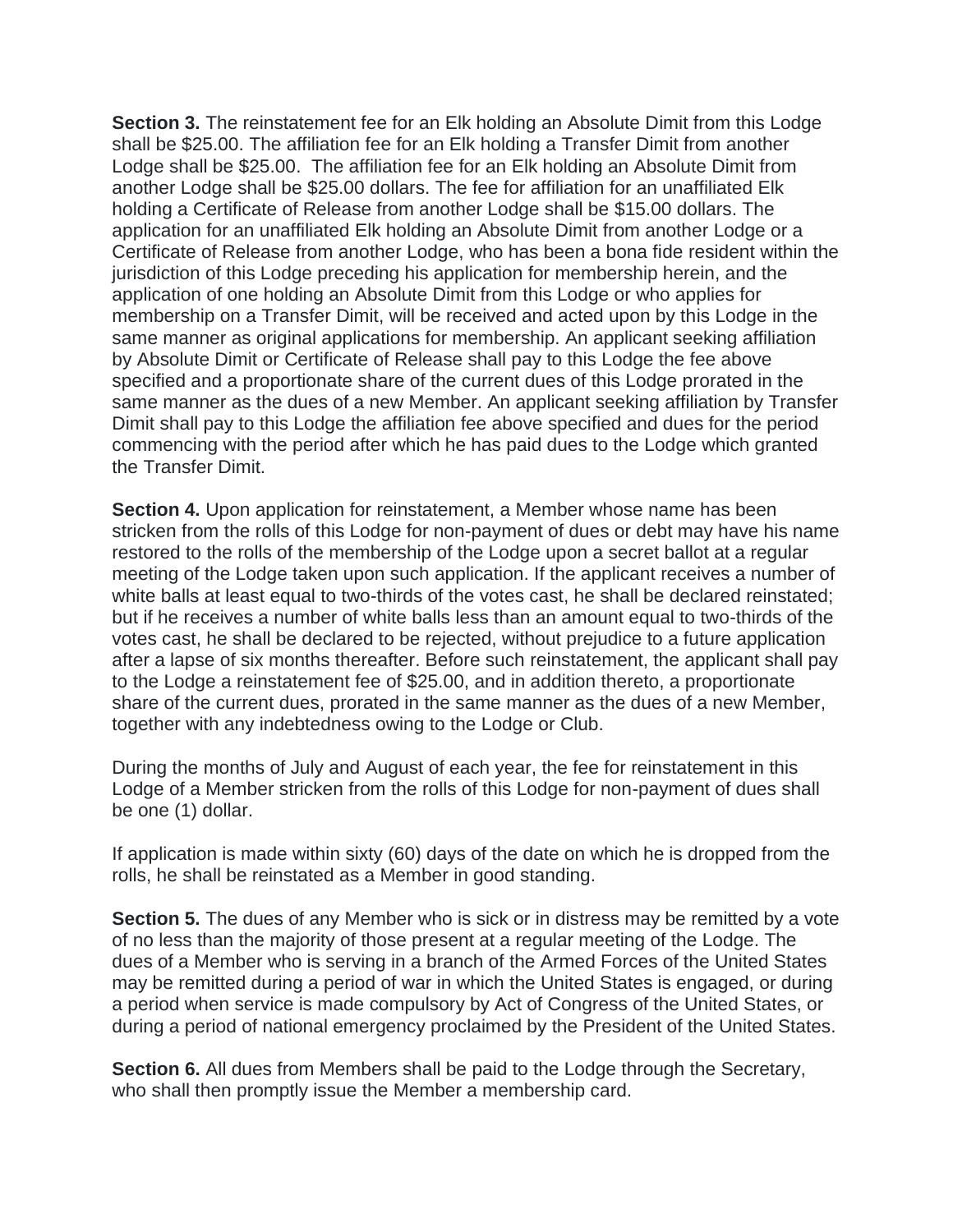**Section 3.** The reinstatement fee for an Elk holding an Absolute Dimit from this Lodge shall be $25.00. The affiliation fee for an Elk holding a Transfer Dimit from another Lodge shall be $25.00. The affiliation fee for an Elk holding an Absolute Dimit from another Lodge shall be $25.00 dollars. The fee for affiliation for an unaffiliated Elk holding a Certificate of Release from another Lodge shall be $15.00 dollars. The application for an unaffiliated Elk holding an Absolute Dimit from another Lodge or a Certificate of Release from another Lodge, who has been a bona fide resident within the jurisdiction of this Lodge preceding his application for membership herein, and the application of one holding an Absolute Dimit from this Lodge or who applies for membership on a Transfer Dimit, will be received and acted upon by this Lodge in the same manner as original applications for membership. An applicant seeking affiliation by Absolute Dimit or Certificate of Release shall pay to this Lodge the fee above specified and a proportionate share of the current dues of this Lodge prorated in the same manner as the dues of a new Member. An applicant seeking affiliation by Transfer Dimit shall pay to this Lodge the affiliation fee above specified and dues for the period commencing with the period after which he has paid dues to the Lodge which granted the Transfer Dimit.

**Section 4.** Upon application for reinstatement, a Member whose name has been stricken from the rolls of this Lodge for non-payment of dues or debt may have his name restored to the rolls of the membership of the Lodge upon a secret ballot at a regular meeting of the Lodge taken upon such application. If the applicant receives a number of white balls at least equal to two-thirds of the votes cast, he shall be declared reinstated; but if he receives a number of white balls less than an amount equal to two-thirds of the votes cast, he shall be declared to be rejected, without prejudice to a future application after a lapse of six months thereafter. Before such reinstatement, the applicant shall pay to the Lodge a reinstatement fee of $25.00, and in addition thereto, a proportionate share of the current dues, prorated in the same manner as the dues of a new Member, together with any indebtedness owing to the Lodge or Club.

During the months of July and August of each year, the fee for reinstatement in this Lodge of a Member stricken from the rolls of this Lodge for non-payment of dues shall be one (1) dollar.

If application is made within sixty (60) days of the date on which he is dropped from the rolls, he shall be reinstated as a Member in good standing.

**Section 5.** The dues of any Member who is sick or in distress may be remitted by a vote of no less than the majority of those present at a regular meeting of the Lodge. The dues of a Member who is serving in a branch of the Armed Forces of the United States may be remitted during a period of war in which the United States is engaged, or during a period when service is made compulsory by Act of Congress of the United States, or during a period of national emergency proclaimed by the President of the United States.

**Section 6.** All dues from Members shall be paid to the Lodge through the Secretary, who shall then promptly issue the Member a membership card.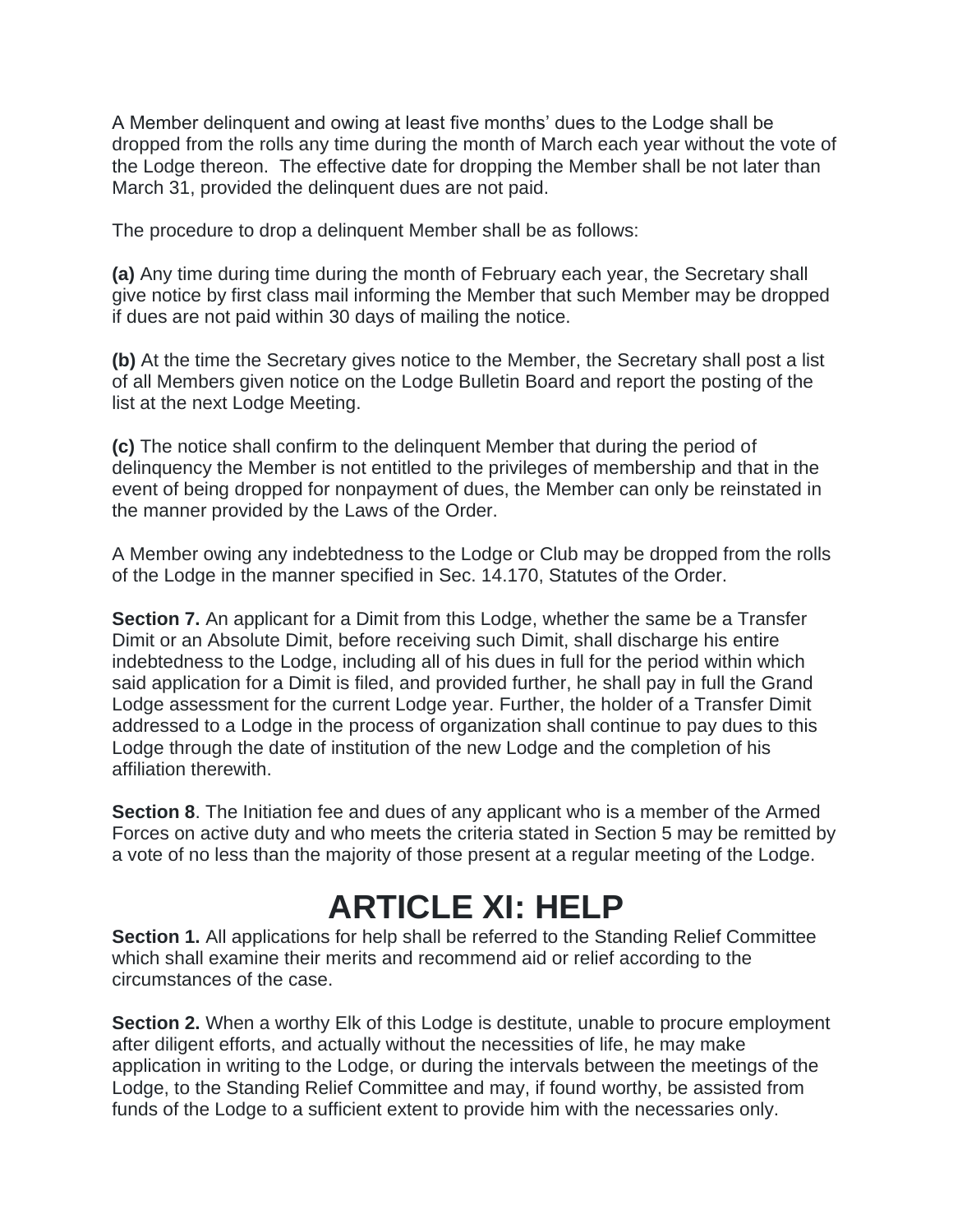A Member delinquent and owing at least five months' dues to the Lodge shall be dropped from the rolls any time during the month of March each year without the vote of the Lodge thereon. The effective date for dropping the Member shall be not later than March 31, provided the delinquent dues are not paid.

The procedure to drop a delinquent Member shall be as follows:

**(a)** Any time during time during the month of February each year, the Secretary shall give notice by first class mail informing the Member that such Member may be dropped if dues are not paid within 30 days of mailing the notice.

**(b)** At the time the Secretary gives notice to the Member, the Secretary shall post a list of all Members given notice on the Lodge Bulletin Board and report the posting of the list at the next Lodge Meeting.

**(c)** The notice shall confirm to the delinquent Member that during the period of delinquency the Member is not entitled to the privileges of membership and that in the event of being dropped for nonpayment of dues, the Member can only be reinstated in the manner provided by the Laws of the Order.

A Member owing any indebtedness to the Lodge or Club may be dropped from the rolls of the Lodge in the manner specified in Sec. 14.170, Statutes of the Order.

**Section 7.** An applicant for a Dimit from this Lodge, whether the same be a Transfer Dimit or an Absolute Dimit, before receiving such Dimit, shall discharge his entire indebtedness to the Lodge, including all of his dues in full for the period within which said application for a Dimit is filed, and provided further, he shall pay in full the Grand Lodge assessment for the current Lodge year. Further, the holder of a Transfer Dimit addressed to a Lodge in the process of organization shall continue to pay dues to this Lodge through the date of institution of the new Lodge and the completion of his affiliation therewith.

**Section 8**. The Initiation fee and dues of any applicant who is a member of the Armed Forces on active duty and who meets the criteria stated in Section 5 may be remitted by a vote of no less than the majority of those present at a regular meeting of the Lodge.

# ARTICLE XI: HELP

**Section 1.** All applications for help shall be referred to the Standing Relief Committee which shall examine their merits and recommend aid or relief according to the circumstances of the case.

**Section 2.** When a worthy Elk of this Lodge is destitute, unable to procure employment after diligent efforts, and actually without the necessities of life, he may make application in writing to the Lodge, or during the intervals between the meetings of the Lodge, to the Standing Relief Committee and may, if found worthy, be assisted from funds of the Lodge to a sufficient extent to provide him with the necessaries only.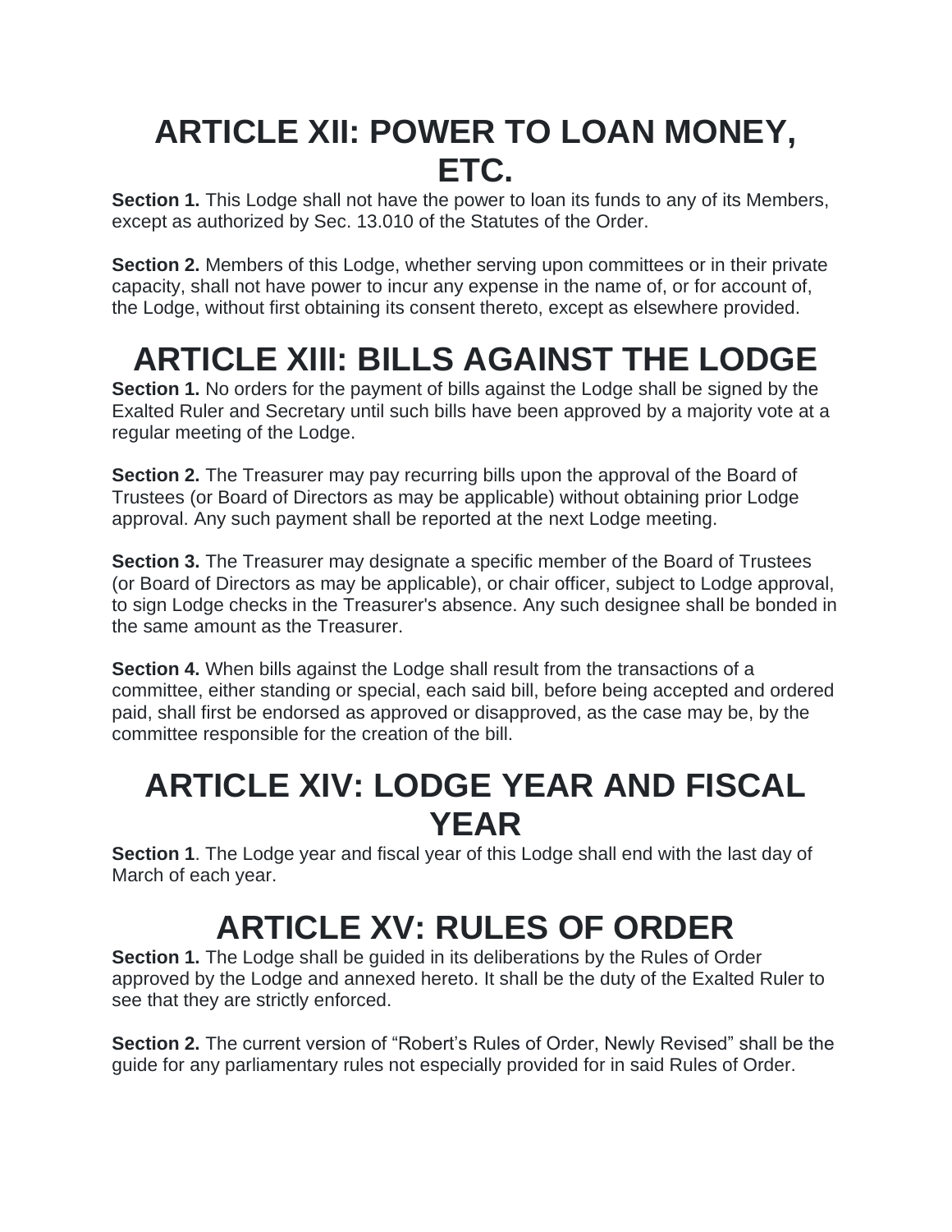# ARTICLE XII: POWER TO LOAN MONEY, ETC.

**Section 1.** This Lodge shall not have the power to loan its funds to any of its Members, except as authorized by Sec. 13.010 of the Statutes of the Order.

**Section 2.** Members of this Lodge, whether serving upon committees or in their private capacity, shall not have power to incur any expense in the name of, or for account of, the Lodge, without first obtaining its consent thereto, except as elsewhere provided.

# ARTICLE XIII: BILLS AGAINST THE LODGE

**Section 1.** No orders for the payment of bills against the Lodge shall be signed by the Exalted Ruler and Secretary until such bills have been approved by a majority vote at a regular meeting of the Lodge.

**Section 2.** The Treasurer may pay recurring bills upon the approval of the Board of Trustees (or Board of Directors as may be applicable) without obtaining prior Lodge approval. Any such payment shall be reported at the next Lodge meeting.

**Section 3.** The Treasurer may designate a specific member of the Board of Trustees (or Board of Directors as may be applicable), or chair officer, subject to Lodge approval, to sign Lodge checks in the Treasurer's absence. Any such designee shall be bonded in the same amount as the Treasurer.

**Section 4.** When bills against the Lodge shall result from the transactions of a committee, either standing or special, each said bill, before being accepted and ordered paid, shall first be endorsed as approved or disapproved, as the case may be, by the committee responsible for the creation of the bill.

# ARTICLE XIV: LODGE YEAR AND FISCAL YEAR

**Section 1**. The Lodge year and fiscal year of this Lodge shall end with the last day of March of each year.

# ARTICLE XV: RULES OF ORDER

**Section 1.** The Lodge shall be guided in its deliberations by the Rules of Order approved by the Lodge and annexed hereto. It shall be the duty of the Exalted Ruler to see that they are strictly enforced.

**Section 2.** The current version of "Robert's Rules of Order, Newly Revised" shall be the guide for any parliamentary rules not especially provided for in said Rules of Order.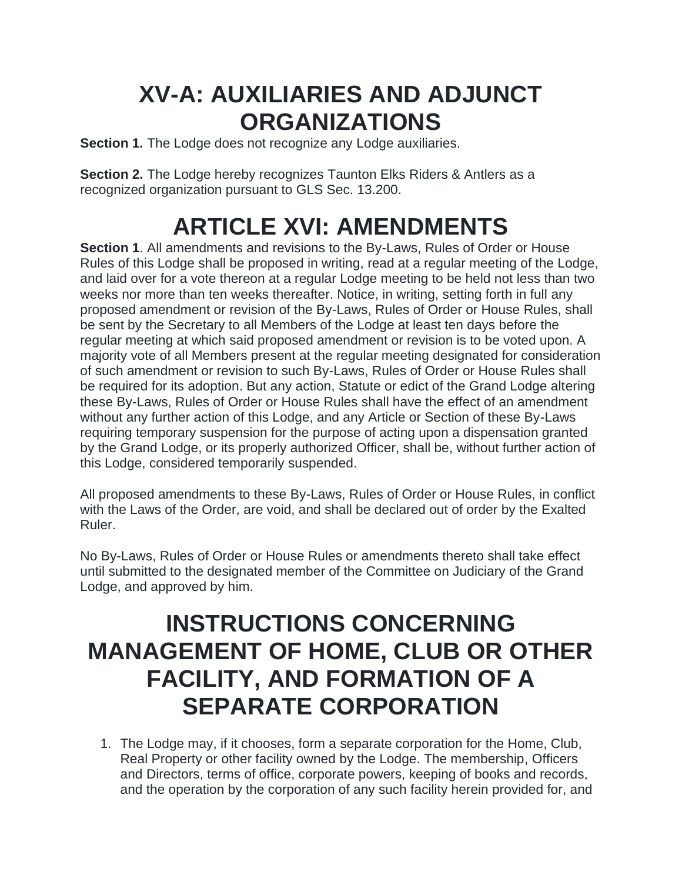# XV-A: AUXILIARIES AND ADJUNCT ORGANIZATIONS

**Section 1.** The Lodge does not recognize any Lodge auxiliaries.

**Section 2.** The Lodge hereby recognizes Taunton Elks Riders & Antlers as a recognized organization pursuant to GLS Sec. 13.200.

# ARTICLE XVI: AMENDMENTS

**Section 1**. All amendments and revisions to the By-Laws, Rules of Order or House Rules of this Lodge shall be proposed in writing, read at a regular meeting of the Lodge, and laid over for a vote thereon at a regular Lodge meeting to be held not less than two weeks nor more than ten weeks thereafter. Notice, in writing, setting forth in full any proposed amendment or revision of the By-Laws, Rules of Order or House Rules, shall be sent by the Secretary to all Members of the Lodge at least ten days before the regular meeting at which said proposed amendment or revision is to be voted upon. A majority vote of all Members present at the regular meeting designated for consideration of such amendment or revision to such By-Laws, Rules of Order or House Rules shall be required for its adoption. But any action, Statute or edict of the Grand Lodge altering these By-Laws, Rules of Order or House Rules shall have the effect of an amendment without any further action of this Lodge, and any Article or Section of these By-Laws requiring temporary suspension for the purpose of acting upon a dispensation granted by the Grand Lodge, or its properly authorized Officer, shall be, without further action of this Lodge, considered temporarily suspended.

All proposed amendments to these By-Laws, Rules of Order or House Rules, in conflict with the Laws of the Order, are void, and shall be declared out of order by the Exalted Ruler.

No By-Laws, Rules of Order or House Rules or amendments thereto shall take effect until submitted to the designated member of the Committee on Judiciary of the Grand Lodge, and approved by him.

# INSTRUCTIONS CONCERNING MANAGEMENT OF HOME, CLUB OR OTHER FACILITY, AND FORMATION OF A SEPARATE CORPORATION

1. The Lodge may, if it chooses, form a separate corporation for the Home, Club, Real Property or other facility owned by the Lodge. The membership, Officers and Directors, terms of office, corporate powers, keeping of books and records, and the operation by the corporation of any such facility herein provided for, and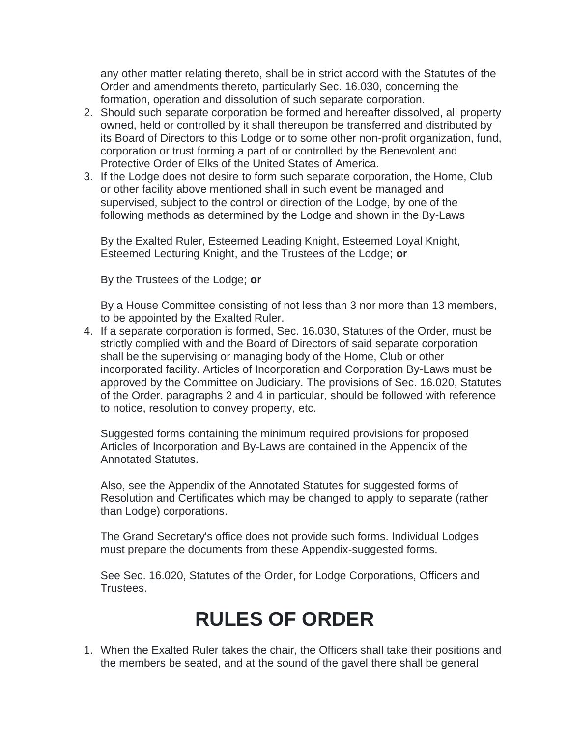any other matter relating thereto, shall be in strict accord with the Statutes of the Order and amendments thereto, particularly Sec. 16.030, concerning the formation, operation and dissolution of such separate corporation.

2. Should such separate corporation be formed and hereafter dissolved, all property owned, held or controlled by it shall thereupon be transferred and distributed by its Board of Directors to this Lodge or to some other non-profit organization, fund, corporation or trust forming a part of or controlled by the Benevolent and Protective Order of Elks of the United States of America.
3. If the Lodge does not desire to form such separate corporation, the Home, Club or other facility above mentioned shall in such event be managed and supervised, subject to the control or direction of the Lodge, by one of the following methods as determined by the Lodge and shown in the By-Laws

   By the Exalted Ruler, Esteemed Leading Knight, Esteemed Loyal Knight, Esteemed Lecturing Knight, and the Trustees of the Lodge; **or**

   By the Trustees of the Lodge; **or**

   By a House Committee consisting of not less than 3 nor more than 13 members, to be appointed by the Exalted Ruler.
4. If a separate corporation is formed, Sec. 16.030, Statutes of the Order, must be strictly complied with and the Board of Directors of said separate corporation shall be the supervising or managing body of the Home, Club or other incorporated facility. Articles of Incorporation and Corporation By-Laws must be approved by the Committee on Judiciary. The provisions of Sec. 16.020, Statutes of the Order, paragraphs 2 and 4 in particular, should be followed with reference to notice, resolution to convey property, etc.

   Suggested forms containing the minimum required provisions for proposed Articles of Incorporation and By-Laws are contained in the Appendix of the Annotated Statutes.

   Also, see the Appendix of the Annotated Statutes for suggested forms of Resolution and Certificates which may be changed to apply to separate (rather than Lodge) corporations.

   The Grand Secretary's office does not provide such forms. Individual Lodges must prepare the documents from these Appendix-suggested forms.

   See Sec. 16.020, Statutes of the Order, for Lodge Corporations, Officers and Trustees.

# RULES OF ORDER

1. When the Exalted Ruler takes the chair, the Officers shall take their positions and the members be seated, and at the sound of the gavel there shall be general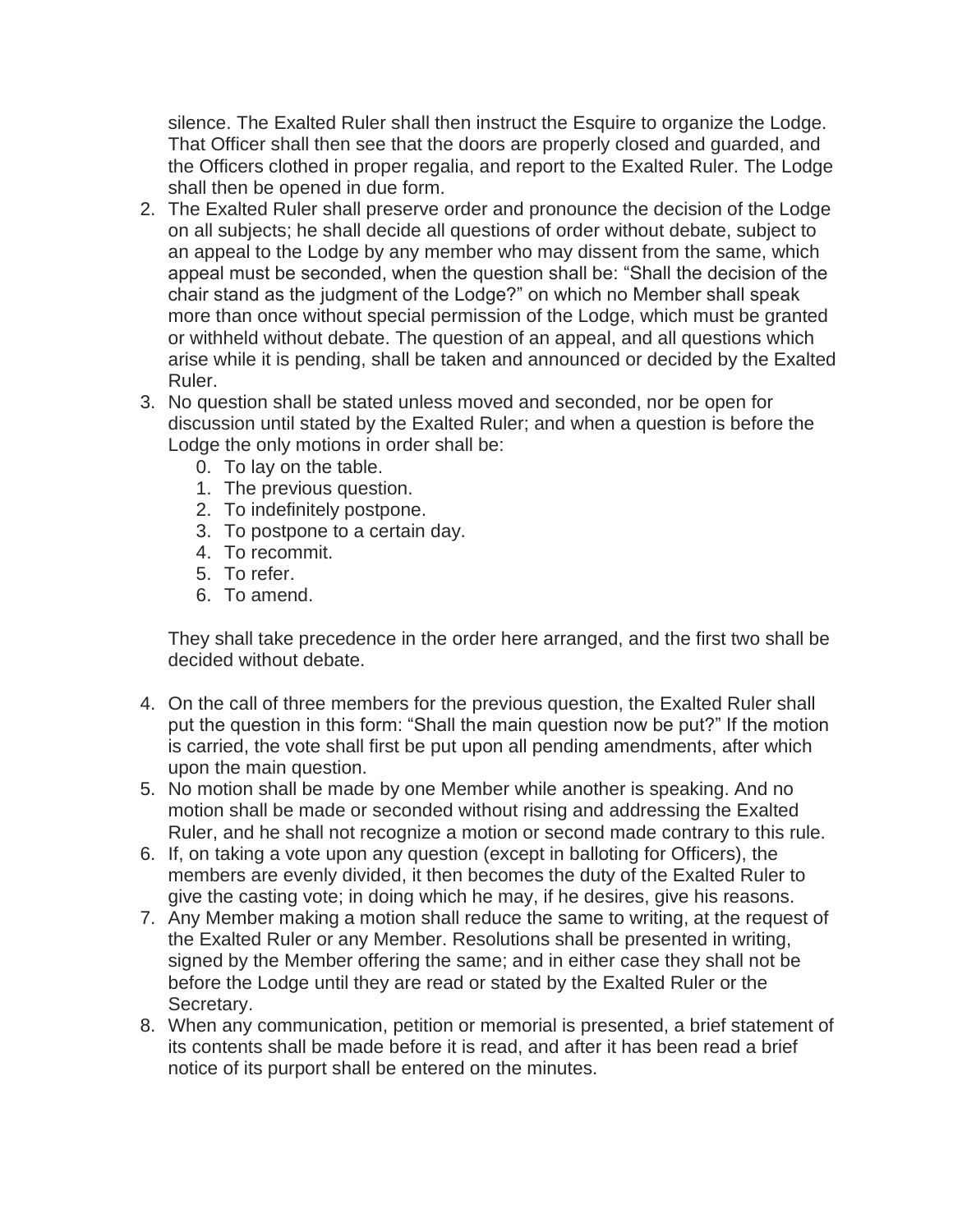silence. The Exalted Ruler shall then instruct the Esquire to organize the Lodge. That Officer shall then see that the doors are properly closed and guarded, and the Officers clothed in proper regalia, and report to the Exalted Ruler. The Lodge shall then be opened in due form.

2. The Exalted Ruler shall preserve order and pronounce the decision of the Lodge on all subjects; he shall decide all questions of order without debate, subject to an appeal to the Lodge by any member who may dissent from the same, which appeal must be seconded, when the question shall be: "Shall the decision of the chair stand as the judgment of the Lodge?" on which no Member shall speak more than once without special permission of the Lodge, which must be granted or withheld without debate. The question of an appeal, and all questions which arise while it is pending, shall be taken and announced or decided by the Exalted Ruler.
3. No question shall be stated unless moved and seconded, nor be open for discussion until stated by the Exalted Ruler; and when a question is before the Lodge the only motions in order shall be:
    0. To lay on the table.
    1. The previous question.
    2. To indefinitely postpone.
    3. To postpone to a certain day.
    4. To recommit.
    5. To refer.
    6. To amend.

    They shall take precedence in the order here arranged, and the first two shall be decided without debate.

4. On the call of three members for the previous question, the Exalted Ruler shall put the question in this form: "Shall the main question now be put?" If the motion is carried, the vote shall first be put upon all pending amendments, after which upon the main question.
5. No motion shall be made by one Member while another is speaking. And no motion shall be made or seconded without rising and addressing the Exalted Ruler, and he shall not recognize a motion or second made contrary to this rule.
6. If, on taking a vote upon any question (except in balloting for Officers), the members are evenly divided, it then becomes the duty of the Exalted Ruler to give the casting vote; in doing which he may, if he desires, give his reasons.
7. Any Member making a motion shall reduce the same to writing, at the request of the Exalted Ruler or any Member. Resolutions shall be presented in writing, signed by the Member offering the same; and in either case they shall not be before the Lodge until they are read or stated by the Exalted Ruler or the Secretary.
8. When any communication, petition or memorial is presented, a brief statement of its contents shall be made before it is read, and after it has been read a brief notice of its purport shall be entered on the minutes.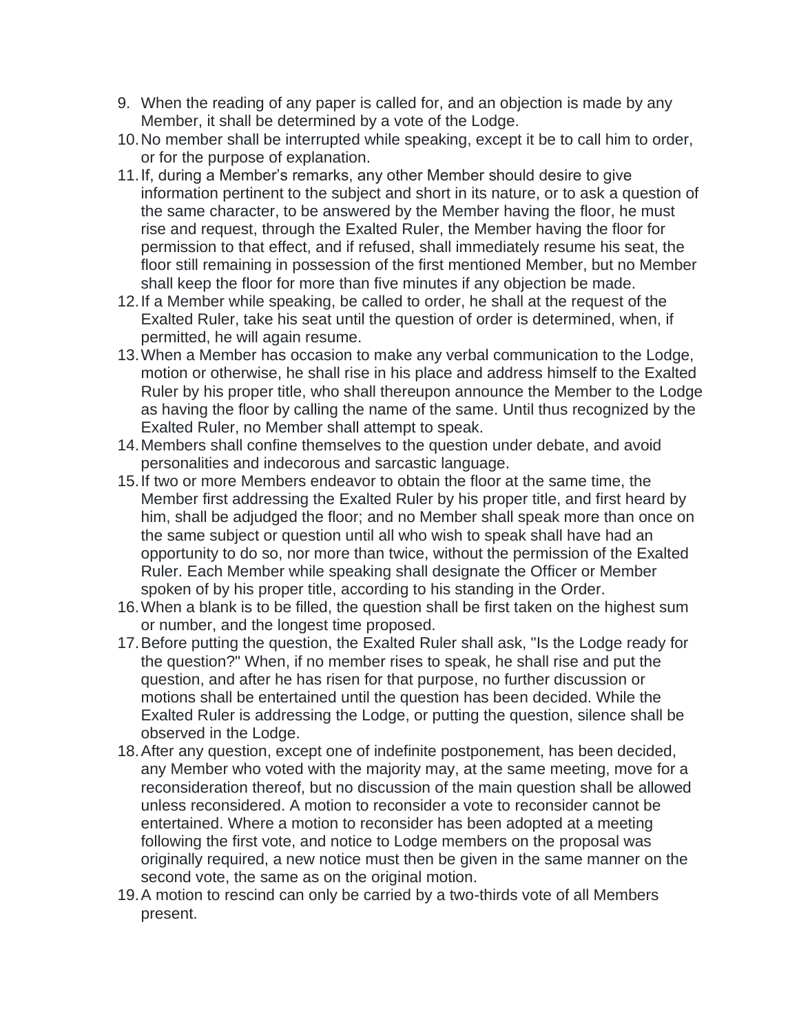9. When the reading of any paper is called for, and an objection is made by any Member, it shall be determined by a vote of the Lodge.
10. No member shall be interrupted while speaking, except it be to call him to order, or for the purpose of explanation.
11. If, during a Member's remarks, any other Member should desire to give information pertinent to the subject and short in its nature, or to ask a question of the same character, to be answered by the Member having the floor, he must rise and request, through the Exalted Ruler, the Member having the floor for permission to that effect, and if refused, shall immediately resume his seat, the floor still remaining in possession of the first mentioned Member, but no Member shall keep the floor for more than five minutes if any objection be made.
12. If a Member while speaking, be called to order, he shall at the request of the Exalted Ruler, take his seat until the question of order is determined, when, if permitted, he will again resume.
13. When a Member has occasion to make any verbal communication to the Lodge, motion or otherwise, he shall rise in his place and address himself to the Exalted Ruler by his proper title, who shall thereupon announce the Member to the Lodge as having the floor by calling the name of the same. Until thus recognized by the Exalted Ruler, no Member shall attempt to speak.
14. Members shall confine themselves to the question under debate, and avoid personalities and indecorous and sarcastic language.
15. If two or more Members endeavor to obtain the floor at the same time, the Member first addressing the Exalted Ruler by his proper title, and first heard by him, shall be adjudged the floor; and no Member shall speak more than once on the same subject or question until all who wish to speak shall have had an opportunity to do so, nor more than twice, without the permission of the Exalted Ruler. Each Member while speaking shall designate the Officer or Member spoken of by his proper title, according to his standing in the Order.
16. When a blank is to be filled, the question shall be first taken on the highest sum or number, and the longest time proposed.
17. Before putting the question, the Exalted Ruler shall ask, "Is the Lodge ready for the question?" When, if no member rises to speak, he shall rise and put the question, and after he has risen for that purpose, no further discussion or motions shall be entertained until the question has been decided. While the Exalted Ruler is addressing the Lodge, or putting the question, silence shall be observed in the Lodge.
18. After any question, except one of indefinite postponement, has been decided, any Member who voted with the majority may, at the same meeting, move for a reconsideration thereof, but no discussion of the main question shall be allowed unless reconsidered. A motion to reconsider a vote to reconsider cannot be entertained. Where a motion to reconsider has been adopted at a meeting following the first vote, and notice to Lodge members on the proposal was originally required, a new notice must then be given in the same manner on the second vote, the same as on the original motion.
19. A motion to rescind can only be carried by a two-thirds vote of all Members present.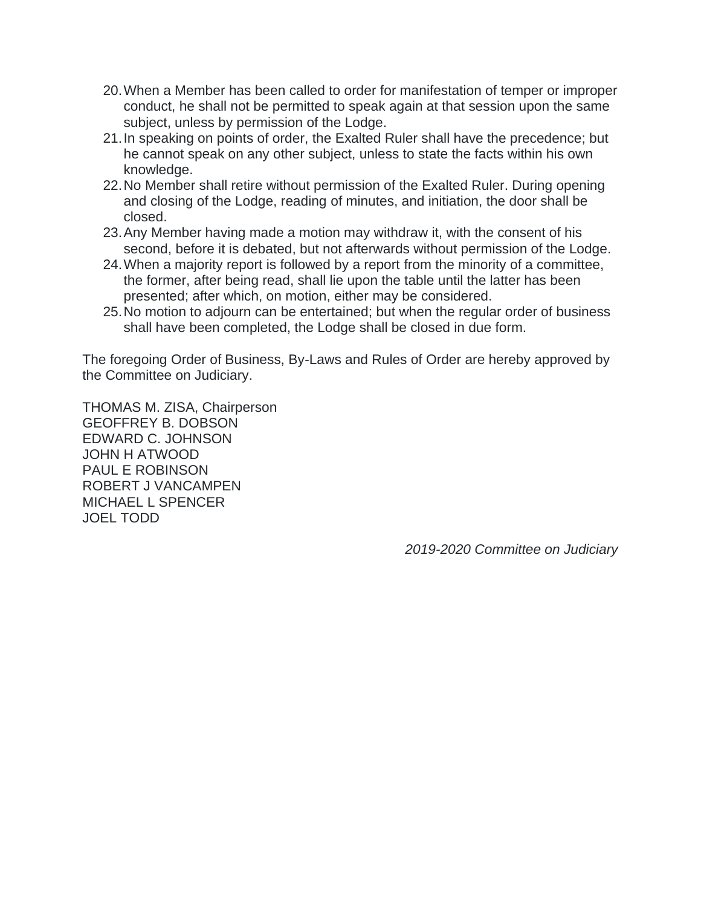20. When a Member has been called to order for manifestation of temper or improper conduct, he shall not be permitted to speak again at that session upon the same subject, unless by permission of the Lodge.
21. In speaking on points of order, the Exalted Ruler shall have the precedence; but he cannot speak on any other subject, unless to state the facts within his own knowledge.
22. No Member shall retire without permission of the Exalted Ruler. During opening and closing of the Lodge, reading of minutes, and initiation, the door shall be closed.
23. Any Member having made a motion may withdraw it, with the consent of his second, before it is debated, but not afterwards without permission of the Lodge.
24. When a majority report is followed by a report from the minority of a committee, the former, after being read, shall lie upon the table until the latter has been presented; after which, on motion, either may be considered.
25. No motion to adjourn can be entertained; but when the regular order of business shall have been completed, the Lodge shall be closed in due form.

The foregoing Order of Business, By-Laws and Rules of Order are hereby approved by the Committee on Judiciary.

THOMAS M. ZISA, Chairperson
GEOFFREY B. DOBSON
EDWARD C. JOHNSON
JOHN H ATWOOD
PAUL E ROBINSON
ROBERT J VANCAMPEN
MICHAEL L SPENCER
JOEL TODD

*2019-2020 Committee on Judiciary*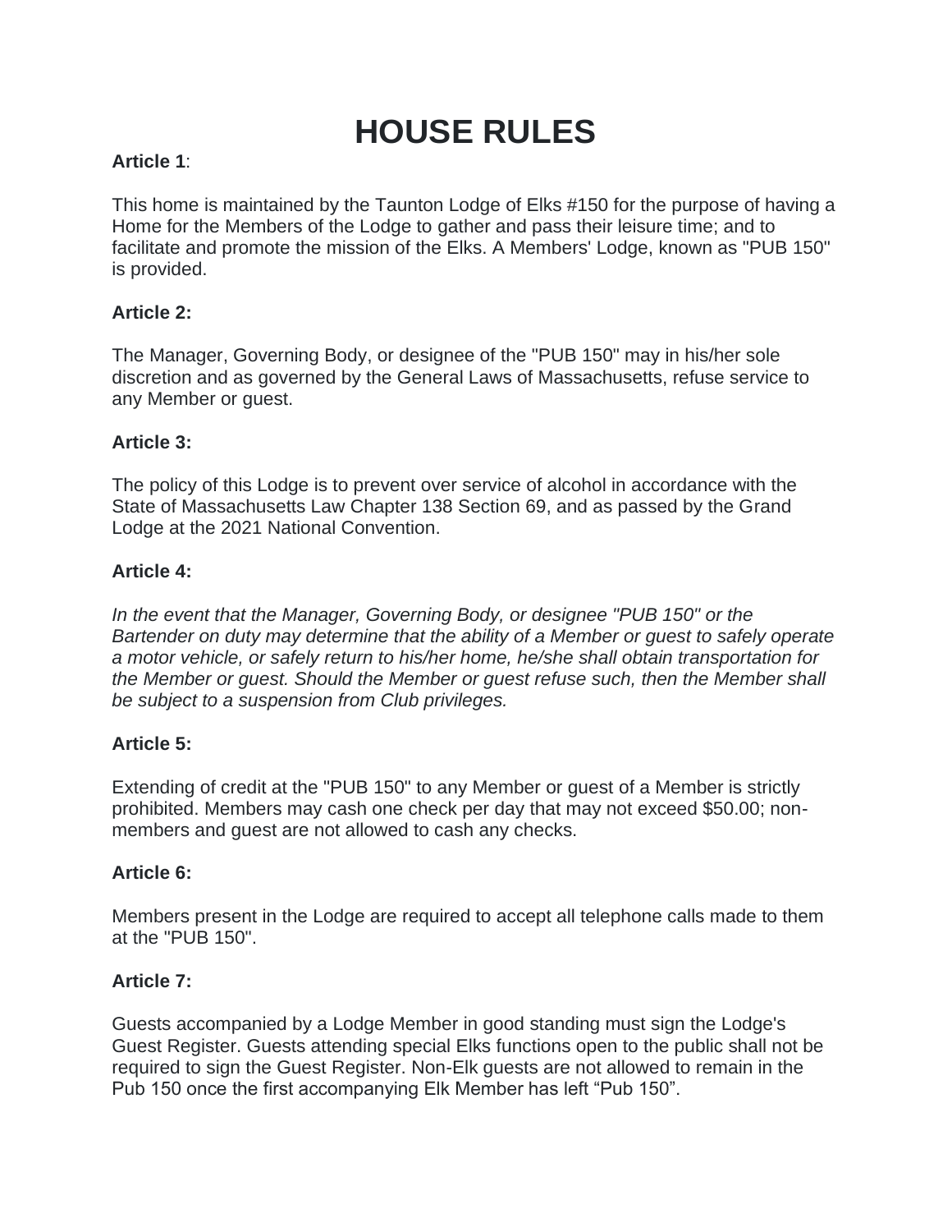# HOUSE RULES

**Article 1**:

This home is maintained by the Taunton Lodge of Elks #150 for the purpose of having a Home for the Members of the Lodge to gather and pass their leisure time; and to facilitate and promote the mission of the Elks. A Members' Lodge, known as "PUB 150" is provided.

**Article 2:**

The Manager, Governing Body, or designee of the "PUB 150" may in his/her sole discretion and as governed by the General Laws of Massachusetts, refuse service to any Member or guest.

**Article 3:**

The policy of this Lodge is to prevent over service of alcohol in accordance with the State of Massachusetts Law Chapter 138 Section 69, and as passed by the Grand Lodge at the 2021 National Convention.

**Article 4:**

*In the event that the Manager, Governing Body, or designee "PUB 150" or the Bartender on duty may determine that the ability of a Member or guest to safely operate a motor vehicle, or safely return to his/her home, he/she shall obtain transportation for the Member or guest. Should the Member or guest refuse such, then the Member shall be subject to a suspension from Club privileges.*

**Article 5:**

Extending of credit at the "PUB 150" to any Member or guest of a Member is strictly prohibited. Members may cash one check per day that may not exceed $50.00; non-members and guest are not allowed to cash any checks.

**Article 6:**

Members present in the Lodge are required to accept all telephone calls made to them at the "PUB 150".

**Article 7:**

Guests accompanied by a Lodge Member in good standing must sign the Lodge's Guest Register. Guests attending special Elks functions open to the public shall not be required to sign the Guest Register. Non-Elk guests are not allowed to remain in the Pub 150 once the first accompanying Elk Member has left "Pub 150".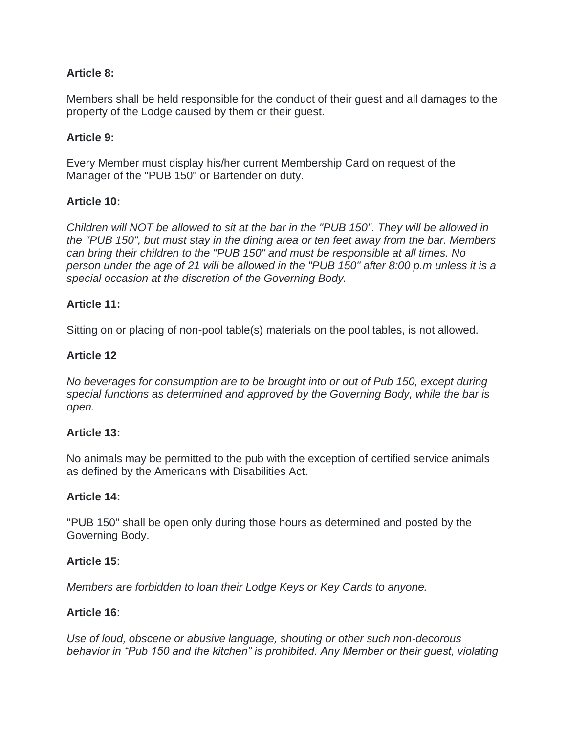**Article 8:**

Members shall be held responsible for the conduct of their guest and all damages to the property of the Lodge caused by them or their guest.

**Article 9:**

Every Member must display his/her current Membership Card on request of the Manager of the "PUB 150" or Bartender on duty.

**Article 10:**

*Children will NOT be allowed to sit at the bar in the "PUB 150". They will be allowed in the "PUB 150", but must stay in the dining area or ten feet away from the bar. Members can bring their children to the "PUB 150" and must be responsible at all times. No person under the age of 21 will be allowed in the "PUB 150" after 8:00 p.m unless it is a special occasion at the discretion of the Governing Body.*

**Article 11:**

Sitting on or placing of non-pool table(s) materials on the pool tables, is not allowed.

**Article 12**

*No beverages for consumption are to be brought into or out of Pub 150, except during special functions as determined and approved by the Governing Body, while the bar is open.*

**Article 13:**

No animals may be permitted to the pub with the exception of certified service animals as defined by the Americans with Disabilities Act.

**Article 14:**

"PUB 150" shall be open only during those hours as determined and posted by the Governing Body.

**Article 15**:

*Members are forbidden to loan their Lodge Keys or Key Cards to anyone.*

**Article 16**:

*Use of loud, obscene or abusive language, shouting or other such non-decorous behavior in "Pub 150 and the kitchen" is prohibited. Any Member or their guest, violating*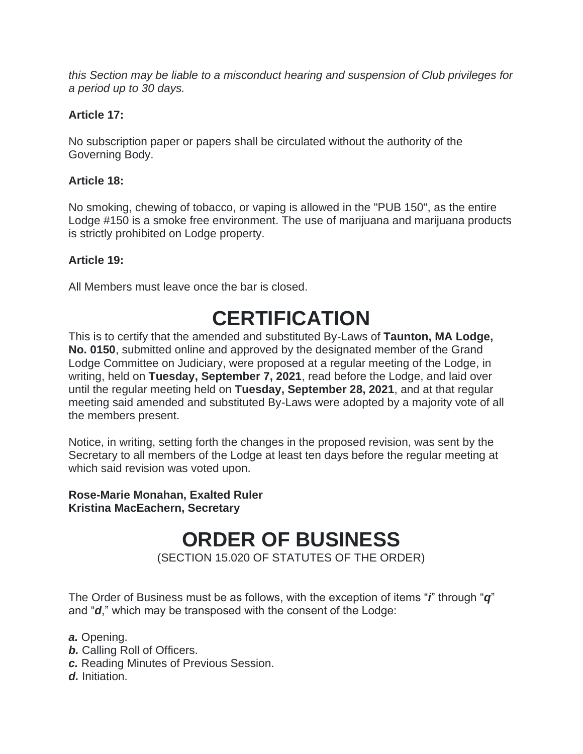*this Section may be liable to a misconduct hearing and suspension of Club privileges for a period up to 30 days.*

**Article 17:**

No subscription paper or papers shall be circulated without the authority of the Governing Body.

**Article 18:**

No smoking, chewing of tobacco, or vaping is allowed in the "PUB 150", as the entire Lodge #150 is a smoke free environment. The use of marijuana and marijuana products is strictly prohibited on Lodge property.

**Article 19:**

All Members must leave once the bar is closed.

# CERTIFICATION

This is to certify that the amended and substituted By-Laws of **Taunton, MA Lodge, No. 0150**, submitted online and approved by the designated member of the Grand Lodge Committee on Judiciary, were proposed at a regular meeting of the Lodge, in writing, held on **Tuesday, September 7, 2021**, read before the Lodge, and laid over until the regular meeting held on **Tuesday, September 28, 2021**, and at that regular meeting said amended and substituted By-Laws were adopted by a majority vote of all the members present.

Notice, in writing, setting forth the changes in the proposed revision, was sent by the Secretary to all members of the Lodge at least ten days before the regular meeting at which said revision was voted upon.

**Rose-Marie Monahan, Exalted Ruler**
**Kristina MacEachern, Secretary**

# ORDER OF BUSINESS

(SECTION 15.020 OF STATUTES OF THE ORDER)

The Order of Business must be as follows, with the exception of items "***i***" through "***q***" and "***d***," which may be transposed with the consent of the Lodge:

***a.*** Opening.
***b.*** Calling Roll of Officers.
***c.*** Reading Minutes of Previous Session.
***d.*** Initiation.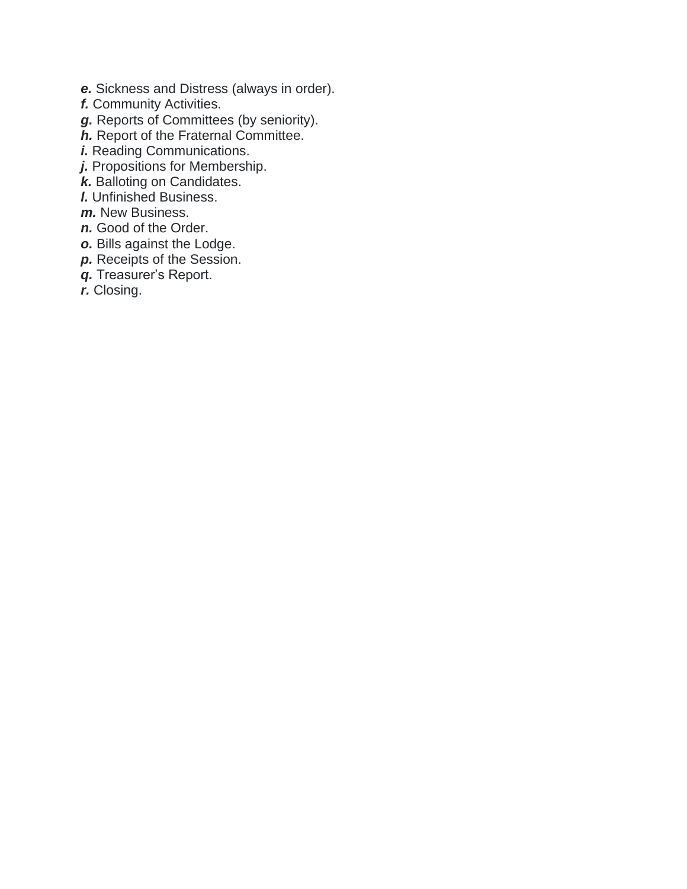***e.*** Sickness and Distress (always in order).
***f.*** Community Activities.
***g.*** Reports of Committees (by seniority).
***h.*** Report of the Fraternal Committee.
***i.*** Reading Communications.
***j.*** Propositions for Membership.
***k.*** Balloting on Candidates.
***l.*** Unfinished Business.
***m.*** New Business.
***n.*** Good of the Order.
***o.*** Bills against the Lodge.
***p.*** Receipts of the Session.
***q.*** Treasurer's Report.
***r.*** Closing.